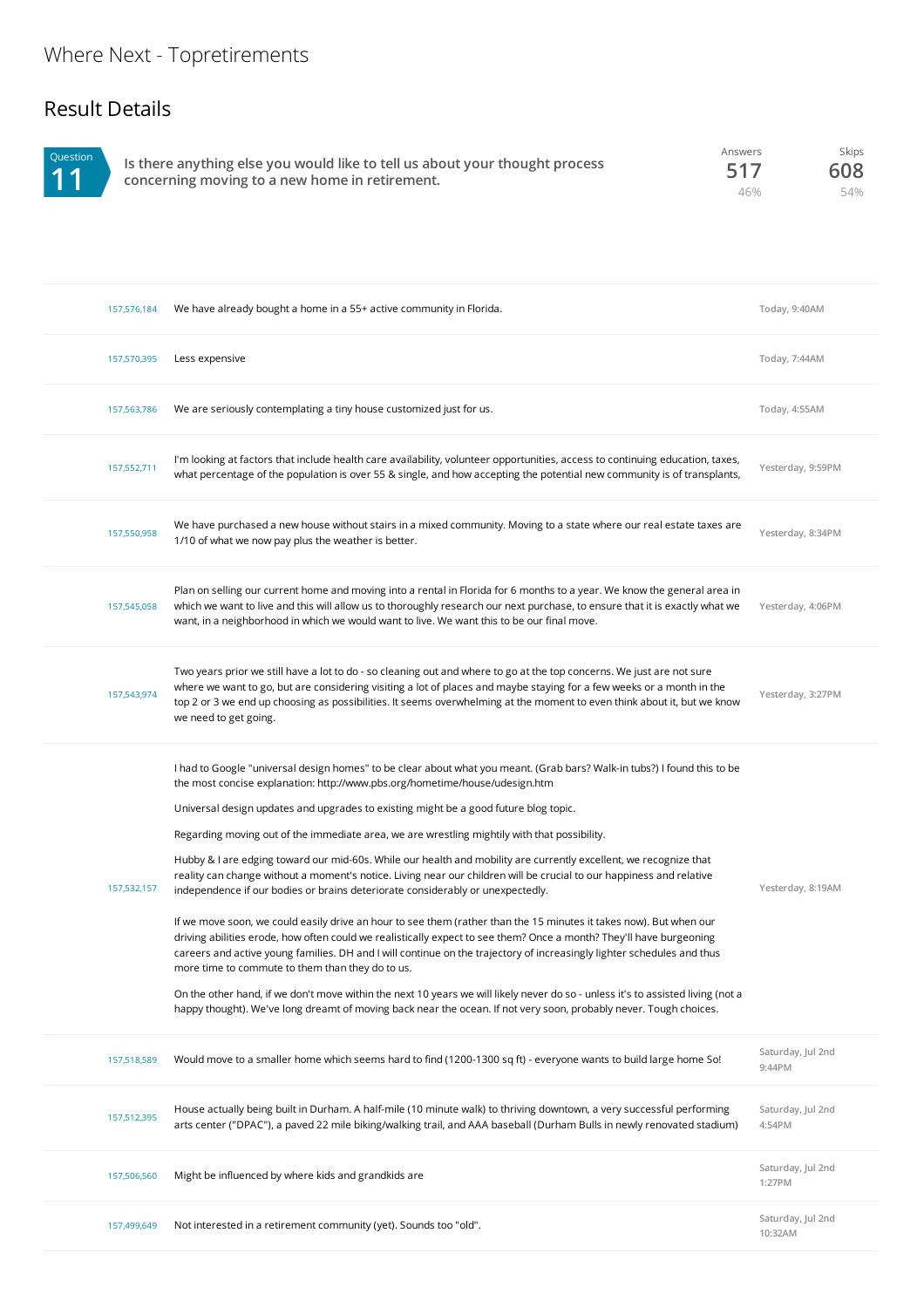# Where Next - Topretirements

## Result Details

| Question 11 | Answers | Skips |
|---|---|---|
| Is there anything else you would like to tell us about your thought process concerning moving to a new home in retirement. | 517 (46%) | 608 (54%) |

| ID | Response | Date |
|---|---|---|
| 157,576,184 | We have already bought a home in a 55+ active community in Florida. | Today, 9:40AM |
| 157,570,395 | Less expensive | Today, 7:44AM |
| 157,563,786 | We are seriously contemplating a tiny house customized just for us. | Today, 4:55AM |
| 157,552,711 | I'm looking at factors that include health care availability, volunteer opportunities, access to continuing education, taxes, what percentage of the population is over 55 & single, and how accepting the potential new community is of transplants, | Yesterday, 9:59PM |
| 157,550,958 | We have purchased a new house without stairs in a mixed community. Moving to a state where our real estate taxes are 1/10 of what we now pay plus the weather is better. | Yesterday, 8:34PM |
| 157,545,058 | Plan on selling our current home and moving into a rental in Florida for 6 months to a year. We know the general area in which we want to live and this will allow us to thoroughly research our next purchase, to ensure that it is exactly what we want, in a neighborhood in which we would want to live. We want this to be our final move. | Yesterday, 4:06PM |
| 157,543,974 | Two years prior we still have a lot to do - so cleaning out and where to go at the top concerns. We just are not sure where we want to go, but are considering visiting a lot of places and maybe staying for a few weeks or a month in the top 2 or 3 we end up choosing as possibilities. It seems overwhelming at the moment to even think about it, but we know we need to get going. | Yesterday, 3:27PM |
| 157,532,157 | I had to Google "universal design homes" to be clear about what you meant. (Grab bars? Walk-in tubs?) I found this to be the most concise explanation: http://www.pbs.org/hometime/house/udesign.htm<br><br>Universal design updates and upgrades to existing might be a good future blog topic.<br><br>Regarding moving out of the immediate area, we are wrestling mightily with that possibility.<br><br>Hubby & I are edging toward our mid-60s. While our health and mobility are currently excellent, we recognize that reality can change without a moment's notice. Living near our children will be crucial to our happiness and relative independence if our bodies or brains deteriorate considerably or unexpectedly.<br><br>If we move soon, we could easily drive an hour to see them (rather than the 15 minutes it takes now). But when our driving abilities erode, how often could we realistically expect to see them? Once a month? They'll have burgeoning careers and active young families. DH and I will continue on the trajectory of increasingly lighter schedules and thus more time to commute to them than they do to us.<br><br>On the other hand, if we don't move within the next 10 years we will likely never do so - unless it's to assisted living (not a happy thought). We've long dreamt of moving back near the ocean. If not very soon, probably never. Tough choices. | Yesterday, 8:19AM |
| 157,518,589 | Would move to a smaller home which seems hard to find (1200-1300 sq ft) - everyone wants to build large home So! | Saturday, Jul 2nd 9:44PM |
| 157,512,395 | House actually being built in Durham. A half-mile (10 minute walk) to thriving downtown, a very successful performing arts center ("DPAC"), a paved 22 mile biking/walking trail, and AAA baseball (Durham Bulls in newly renovated stadium) | Saturday, Jul 2nd 4:54PM |
| 157,506,560 | Might be influenced by where kids and grandkids are | Saturday, Jul 2nd 1:27PM |
| 157,499,649 | Not interested in a retirement community (yet). Sounds too "old". | Saturday, Jul 2nd 10:32AM |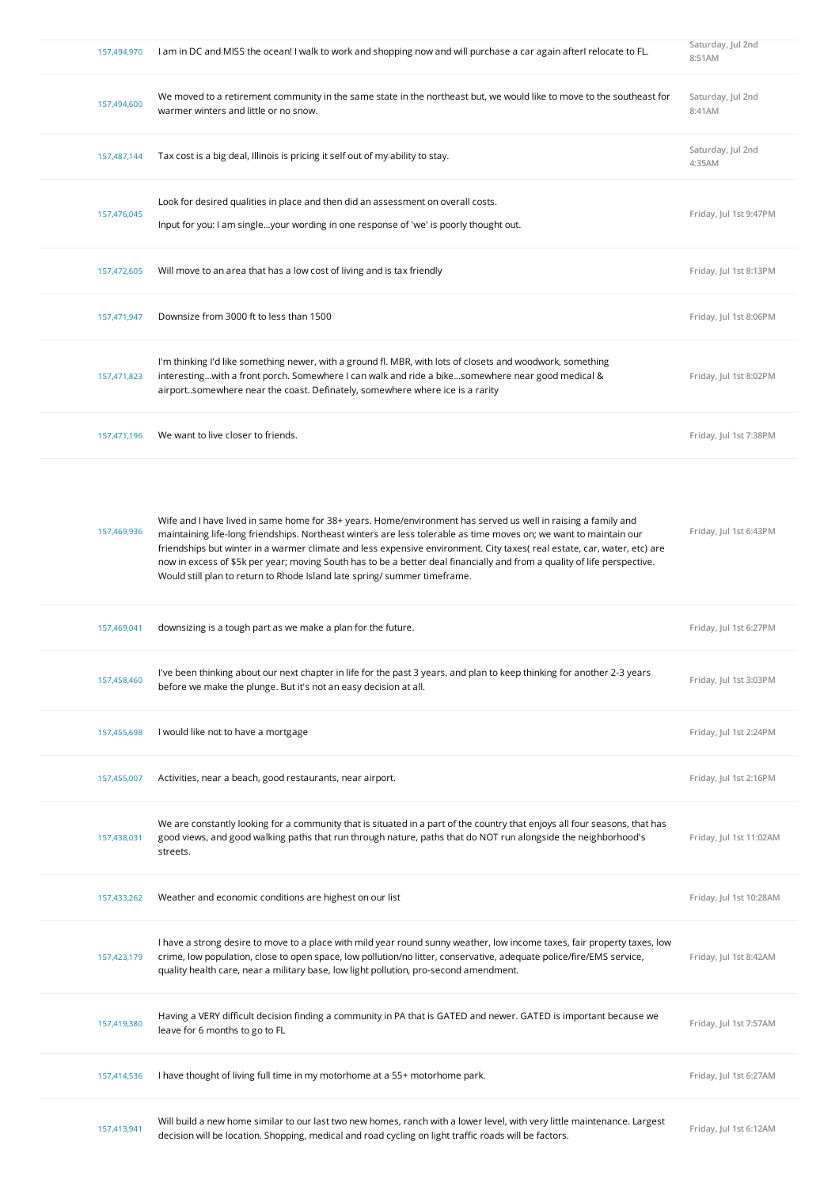| | | |
|---|---|---|
| 157,494,970 | I am in DC and MISS the ocean! I walk to work and shopping now and will purchase a car again afterI relocate to FL. | Saturday, Jul 2nd 8:51AM |
| 157,494,600 | We moved to a retirement community in the same state in the northeast but, we would like to move to the southeast for warmer winters and little or no snow. | Saturday, Jul 2nd 8:41AM |
| 157,487,144 | Tax cost is a big deal, Illinois is pricing it self out of my ability to stay. | Saturday, Jul 2nd 4:35AM |
| 157,476,045 | Look for desired qualities in place and then did an assessment on overall costs. Input for you: I am single...your wording in one response of 'we' is poorly thought out. | Friday, Jul 1st 9:47PM |
| 157,472,605 | Will move to an area that has a low cost of living and is tax friendly | Friday, Jul 1st 8:13PM |
| 157,471,947 | Downsize from 3000 ft to less than 1500 | Friday, Jul 1st 8:06PM |
| 157,471,823 | I'm thinking I'd like something newer, with a ground fl. MBR, with lots of closets and woodwork, something interesting...with a front porch. Somewhere I can walk and ride a bike...somewhere near good medical & airport..somewhere near the coast. Definately, somewhere where ice is a rarity | Friday, Jul 1st 8:02PM |
| 157,471,196 | We want to live closer to friends. | Friday, Jul 1st 7:38PM |
| 157,469,936 | Wife and I have lived in same home for 38+ years. Home/environment has served us well in raising a family and maintaining life-long friendships. Northeast winters are less tolerable as time moves on; we want to maintain our friendships but winter in a warmer climate and less expensive environment. City taxes( real estate, car, water, etc) are now in excess of $5k per year; moving South has to be a better deal financially and from a quality of life perspective. Would still plan to return to Rhode Island late spring/ summer timeframe. | Friday, Jul 1st 6:43PM |
| 157,469,041 | downsizing is a tough part as we make a plan for the future. | Friday, Jul 1st 6:27PM |
| 157,458,460 | I've been thinking about our next chapter in life for the past 3 years, and plan to keep thinking for another 2-3 years before we make the plunge. But it's not an easy decision at all. | Friday, Jul 1st 3:03PM |
| 157,455,698 | I would like not to have a mortgage | Friday, Jul 1st 2:24PM |
| 157,455,007 | Activities, near a beach, good restaurants, near airport. | Friday, Jul 1st 2:16PM |
| 157,438,031 | We are constantly looking for a community that is situated in a part of the country that enjoys all four seasons, that has good views, and good walking paths that run through nature, paths that do NOT run alongside the neighborhood's streets. | Friday, Jul 1st 11:02AM |
| 157,433,262 | Weather and economic conditions are highest on our list | Friday, Jul 1st 10:28AM |
| 157,423,179 | I have a strong desire to move to a place with mild year round sunny weather, low income taxes, fair property taxes, low crime, low population, close to open space, low pollution/no litter, conservative, adequate police/fire/EMS service, quality health care, near a military base, low light pollution, pro-second amendment. | Friday, Jul 1st 8:42AM |
| 157,419,380 | Having a VERY difficult decision finding a community in PA that is GATED and newer. GATED is important because we leave for 6 months to go to FL | Friday, Jul 1st 7:57AM |
| 157,414,536 | I have thought of living full time in my motorhome at a 55+ motorhome park. | Friday, Jul 1st 6:27AM |
| 157,413,941 | Will build a new home similar to our last two new homes, ranch with a lower level, with very little maintenance. Largest decision will be location. Shopping, medical and road cycling on light traffic roads will be factors. | Friday, Jul 1st 6:12AM |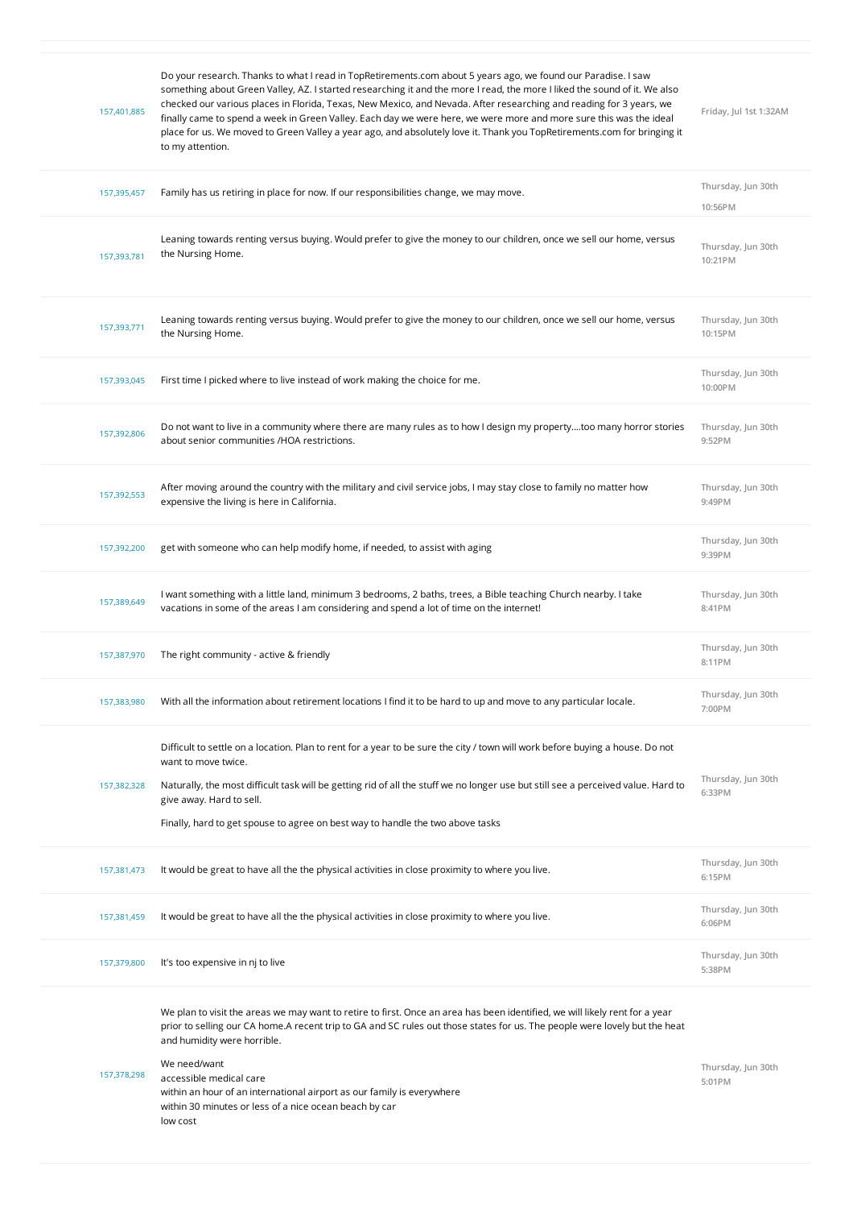| | | |
|---|---|---|
| 157,401,885 | Do your research. Thanks to what I read in TopRetirements.com about 5 years ago, we found our Paradise. I saw something about Green Valley, AZ. I started researching it and the more I read, the more I liked the sound of it. We also checked our various places in Florida, Texas, New Mexico, and Nevada. After researching and reading for 3 years, we finally came to spend a week in Green Valley. Each day we were here, we were more and more sure this was the ideal place for us. We moved to Green Valley a year ago, and absolutely love it. Thank you TopRetirements.com for bringing it to my attention. | Friday, Jul 1st 1:32AM |
| 157,395,457 | Family has us retiring in place for now. If our responsibilities change, we may move. | Thursday, Jun 30th 10:56PM |
| 157,393,781 | Leaning towards renting versus buying. Would prefer to give the money to our children, once we sell our home, versus the Nursing Home. | Thursday, Jun 30th 10:21PM |
| 157,393,771 | Leaning towards renting versus buying. Would prefer to give the money to our children, once we sell our home, versus the Nursing Home. | Thursday, Jun 30th 10:15PM |
| 157,393,045 | First time I picked where to live instead of work making the choice for me. | Thursday, Jun 30th 10:00PM |
| 157,392,806 | Do not want to live in a community where there are many rules as to how I design my property....too many horror stories about senior communities /HOA restrictions. | Thursday, Jun 30th 9:52PM |
| 157,392,553 | After moving around the country with the military and civil service jobs, I may stay close to family no matter how expensive the living is here in California. | Thursday, Jun 30th 9:49PM |
| 157,392,200 | get with someone who can help modify home, if needed, to assist with aging | Thursday, Jun 30th 9:39PM |
| 157,389,649 | I want something with a little land, minimum 3 bedrooms, 2 baths, trees, a Bible teaching Church nearby. I take vacations in some of the areas I am considering and spend a lot of time on the internet! | Thursday, Jun 30th 8:41PM |
| 157,387,970 | The right community - active & friendly | Thursday, Jun 30th 8:11PM |
| 157,383,980 | With all the information about retirement locations I find it to be hard to up and move to any particular locale. | Thursday, Jun 30th 7:00PM |
| 157,382,328 | Difficult to settle on a location. Plan to rent for a year to be sure the city / town will work before buying a house. Do not want to move twice.<br><br>Naturally, the most difficult task will be getting rid of all the stuff we no longer use but still see a perceived value. Hard to give away. Hard to sell.<br><br>Finally, hard to get spouse to agree on best way to handle the two above tasks | Thursday, Jun 30th 6:33PM |
| 157,381,473 | It would be great to have all the the physical activities in close proximity to where you live. | Thursday, Jun 30th 6:15PM |
| 157,381,459 | It would be great to have all the the physical activities in close proximity to where you live. | Thursday, Jun 30th 6:06PM |
| 157,379,800 | It's too expensive in nj to live | Thursday, Jun 30th 5:38PM |
| 157,378,298 | We plan to visit the areas we may want to retire to first. Once an area has been identified, we will likely rent for a year prior to selling our CA home.A recent trip to GA and SC rules out those states for us. The people were lovely but the heat and humidity were horrible.<br><br>We need/want<br>accessible medical care<br>within an hour of an international airport as our family is everywhere<br>within 30 minutes or less of a nice ocean beach by car<br>low cost | Thursday, Jun 30th 5:01PM |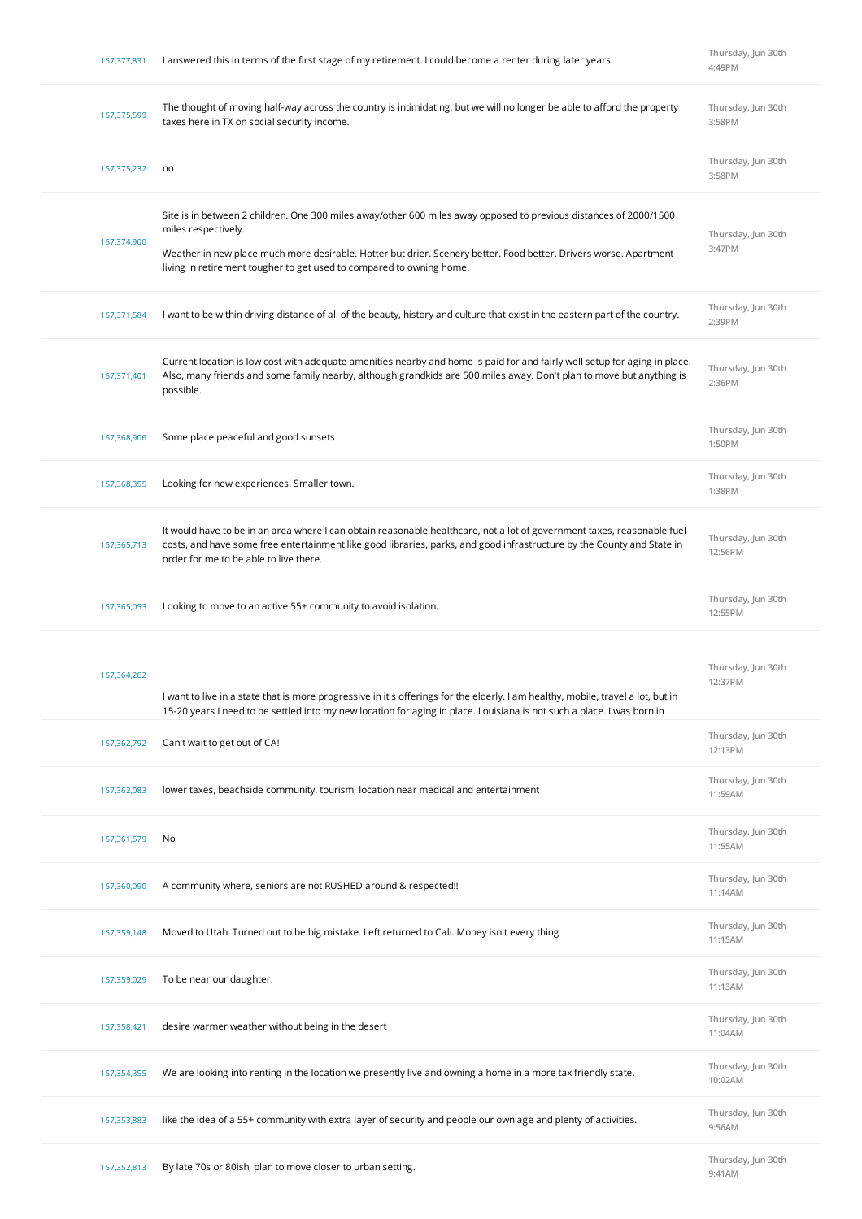| | | |
|---|---|---|
| 157,377,831 | I answered this in terms of the first stage of my retirement. I could become a renter during later years. | Thursday, Jun 30th 4:49PM |
| 157,375,599 | The thought of moving half-way across the country is intimidating, but we will no longer be able to afford the property taxes here in TX on social security income. | Thursday, Jun 30th 3:58PM |
| 157,375,232 | no | Thursday, Jun 30th 3:58PM |
| 157,374,900 | Site is in between 2 children. One 300 miles away/other 600 miles away opposed to previous distances of 2000/1500 miles respectively.<br><br>Weather in new place much more desirable. Hotter but drier. Scenery better. Food better. Drivers worse. Apartment living in retirement tougher to get used to compared to owning home. | Thursday, Jun 30th 3:47PM |
| 157,371,584 | I want to be within driving distance of all of the beauty, history and culture that exist in the eastern part of the country. | Thursday, Jun 30th 2:39PM |
| 157,371,401 | Current location is low cost with adequate amenities nearby and home is paid for and fairly well setup for aging in place. Also, many friends and some family nearby, although grandkids are 500 miles away. Don't plan to move but anything is possible. | Thursday, Jun 30th 2:36PM |
| 157,368,906 | Some place peaceful and good sunsets | Thursday, Jun 30th 1:50PM |
| 157,368,355 | Looking for new experiences. Smaller town. | Thursday, Jun 30th 1:38PM |
| 157,365,713 | It would have to be in an area where I can obtain reasonable healthcare, not a lot of government taxes, reasonable fuel costs, and have some free entertainment like good libraries, parks, and good infrastructure by the County and State in order for me to be able to live there. | Thursday, Jun 30th 12:56PM |
| 157,365,053 | Looking to move to an active 55+ community to avoid isolation. | Thursday, Jun 30th 12:55PM |
| 157,364,262 | I want to live in a state that is more progressive in it's offerings for the elderly. I am healthy, mobile, travel a lot, but in 15-20 years I need to be settled into my new location for aging in place. Louisiana is not such a place. I was born in | Thursday, Jun 30th 12:37PM |
| 157,362,792 | Can't wait to get out of CA! | Thursday, Jun 30th 12:13PM |
| 157,362,083 | lower taxes, beachside community, tourism, location near medical and entertainment | Thursday, Jun 30th 11:59AM |
| 157,361,579 | No | Thursday, Jun 30th 11:55AM |
| 157,360,090 | A community where, seniors are not RUSHED around & respected!! | Thursday, Jun 30th 11:14AM |
| 157,359,148 | Moved to Utah. Turned out to be big mistake. Left returned to Cali. Money isn't every thing | Thursday, Jun 30th 11:15AM |
| 157,359,029 | To be near our daughter. | Thursday, Jun 30th 11:13AM |
| 157,358,421 | desire warmer weather without being in the desert | Thursday, Jun 30th 11:04AM |
| 157,354,355 | We are looking into renting in the location we presently live and owning a home in a more tax friendly state. | Thursday, Jun 30th 10:02AM |
| 157,353,883 | like the idea of a 55+ community with extra layer of security and people our own age and plenty of activities. | Thursday, Jun 30th 9:56AM |
| 157,352,813 | By late 70s or 80ish, plan to move closer to urban setting. | Thursday, Jun 30th 9:41AM |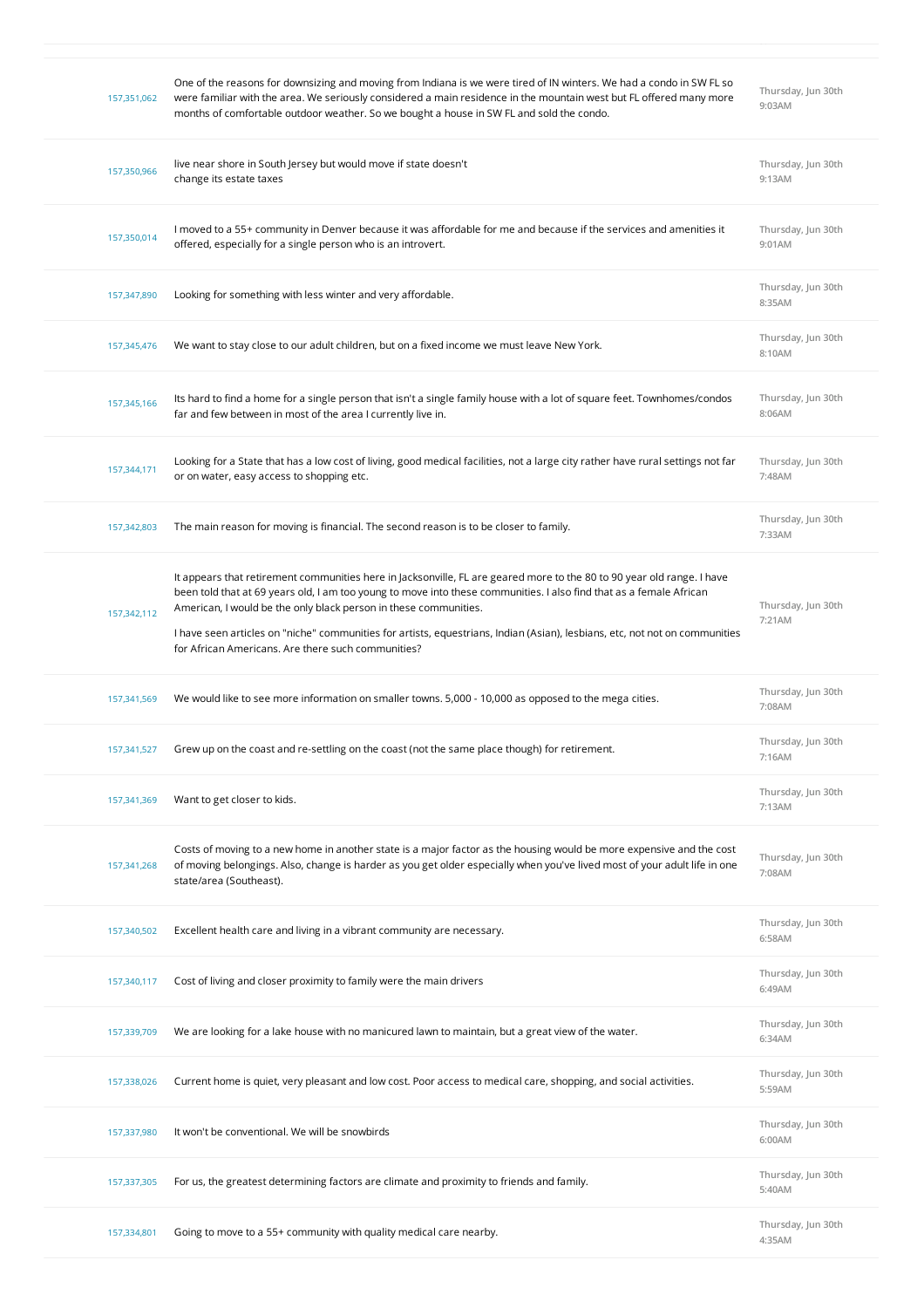| | | |
|---|---|---|
| 157,351,062 | One of the reasons for downsizing and moving from Indiana is we were tired of IN winters. We had a condo in SW FL so were familiar with the area. We seriously considered a main residence in the mountain west but FL offered many more months of comfortable outdoor weather. So we bought a house in SW FL and sold the condo. | Thursday, Jun 30th 9:03AM |
| 157,350,966 | live near shore in South Jersey but would move if state doesn't change its estate taxes | Thursday, Jun 30th 9:13AM |
| 157,350,014 | I moved to a 55+ community in Denver because it was affordable for me and because if the services and amenities it offered, especially for a single person who is an introvert. | Thursday, Jun 30th 9:01AM |
| 157,347,890 | Looking for something with less winter and very affordable. | Thursday, Jun 30th 8:35AM |
| 157,345,476 | We want to stay close to our adult children, but on a fixed income we must leave New York. | Thursday, Jun 30th 8:10AM |
| 157,345,166 | Its hard to find a home for a single person that isn't a single family house with a lot of square feet. Townhomes/condos far and few between in most of the area I currently live in. | Thursday, Jun 30th 8:06AM |
| 157,344,171 | Looking for a State that has a low cost of living, good medical facilities, not a large city rather have rural settings not far or on water, easy access to shopping etc. | Thursday, Jun 30th 7:48AM |
| 157,342,803 | The main reason for moving is financial. The second reason is to be closer to family. | Thursday, Jun 30th 7:33AM |
| 157,342,112 | It appears that retirement communities here in Jacksonville, FL are geared more to the 80 to 90 year old range. I have been told that at 69 years old, I am too young to move into these communities. I also find that as a female African American, I would be the only black person in these communities. I have seen articles on "niche" communities for artists, equestrians, Indian (Asian), lesbians, etc, not not on communities for African Americans. Are there such communities? | Thursday, Jun 30th 7:21AM |
| 157,341,569 | We would like to see more information on smaller towns. 5,000 - 10,000 as opposed to the mega cities. | Thursday, Jun 30th 7:08AM |
| 157,341,527 | Grew up on the coast and re-settling on the coast (not the same place though) for retirement. | Thursday, Jun 30th 7:16AM |
| 157,341,369 | Want to get closer to kids. | Thursday, Jun 30th 7:13AM |
| 157,341,268 | Costs of moving to a new home in another state is a major factor as the housing would be more expensive and the cost of moving belongings. Also, change is harder as you get older especially when you've lived most of your adult life in one state/area (Southeast). | Thursday, Jun 30th 7:08AM |
| 157,340,502 | Excellent health care and living in a vibrant community are necessary. | Thursday, Jun 30th 6:58AM |
| 157,340,117 | Cost of living and closer proximity to family were the main drivers | Thursday, Jun 30th 6:49AM |
| 157,339,709 | We are looking for a lake house with no manicured lawn to maintain, but a great view of the water. | Thursday, Jun 30th 6:34AM |
| 157,338,026 | Current home is quiet, very pleasant and low cost. Poor access to medical care, shopping, and social activities. | Thursday, Jun 30th 5:59AM |
| 157,337,980 | It won't be conventional. We will be snowbirds | Thursday, Jun 30th 6:00AM |
| 157,337,305 | For us, the greatest determining factors are climate and proximity to friends and family. | Thursday, Jun 30th 5:40AM |
| 157,334,801 | Going to move to a 55+ community with quality medical care nearby. | Thursday, Jun 30th 4:35AM |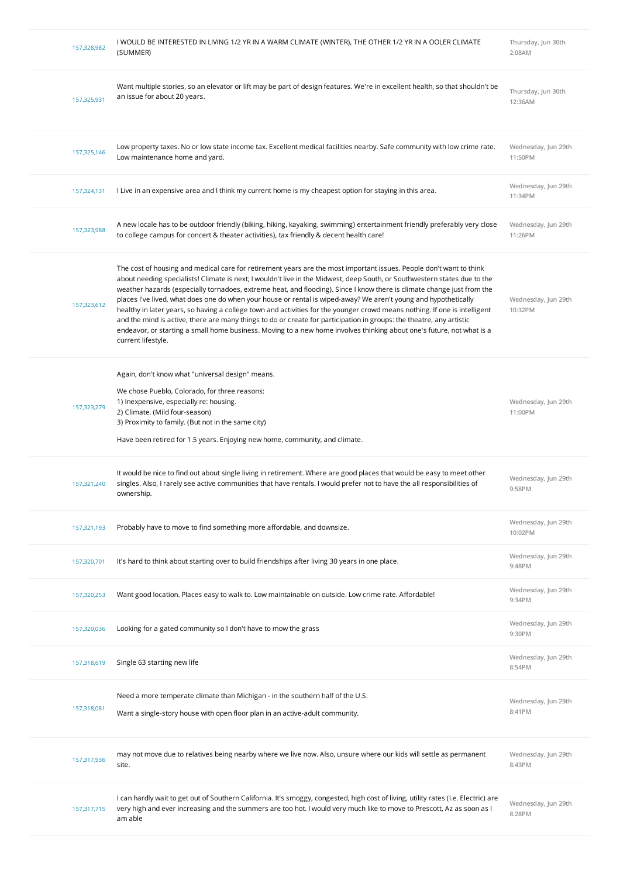| | | |
|---|---|---|
| 157,328,982 | I WOULD BE INTERESTED IN LIVING 1/2 YR IN A WARM CLIMATE (WINTER), THE OTHER 1/2 YR IN A OOLER CLIMATE (SUMMER) | Thursday, Jun 30th 2:08AM |
| 157,325,931 | Want multiple stories, so an elevator or lift may be part of design features. We're in excellent health, so that shouldn't be an issue for about 20 years. | Thursday, Jun 30th 12:36AM |
| 157,325,146 | Low property taxes. No or low state income tax. Excellent medical facilities nearby. Safe community with low crime rate. Low maintenance home and yard. | Wednesday, Jun 29th 11:50PM |
| 157,324,131 | I Live in an expensive area and I think my current home is my cheapest option for staying in this area. | Wednesday, Jun 29th 11:34PM |
| 157,323,988 | A new locale has to be outdoor friendly (biking, hiking, kayaking, swimming) entertainment friendly preferably very close to college campus for concert & theater activities), tax friendly & decent health care! | Wednesday, Jun 29th 11:26PM |
| 157,323,612 | The cost of housing and medical care for retirement years are the most important issues. People don't want to think about needing specialists! Climate is next; I wouldn't live in the Midwest, deep South, or Southwestern states due to the weather hazards (especially tornadoes, extreme heat, and flooding). Since I know there is climate change just from the places I've lived, what does one do when your house or rental is wiped-away? We aren't young and hypothetically healthy in later years, so having a college town and activities for the younger crowd means nothing. If one is intelligent and the mind is active, there are many things to do or create for participation in groups: the theatre, any artistic endeavor, or starting a small home business. Moving to a new home involves thinking about one's future, not what is a current lifestyle. | Wednesday, Jun 29th 10:32PM |
| 157,323,279 | Again, don't know what "universal design" means.<br><br>We chose Pueblo, Colorado, for three reasons:<br>1) Inexpensive, especially re: housing.<br>2) Climate. (Mild four-season)<br>3) Proximity to family. (But not in the same city)<br><br>Have been retired for 1.5 years. Enjoying new home, community, and climate. | Wednesday, Jun 29th 11:00PM |
| 157,321,240 | It would be nice to find out about single living in retirement. Where are good places that would be easy to meet other singles. Also, I rarely see active communities that have rentals. I would prefer not to have the all responsibilities of ownership. | Wednesday, Jun 29th 9:58PM |
| 157,321,193 | Probably have to move to find something more affordable, and downsize. | Wednesday, Jun 29th 10:02PM |
| 157,320,701 | It's hard to think about starting over to build friendships after living 30 years in one place. | Wednesday, Jun 29th 9:48PM |
| 157,320,253 | Want good location. Places easy to walk to. Low maintainable on outside. Low crime rate. Affordable! | Wednesday, Jun 29th 9:34PM |
| 157,320,036 | Looking for a gated community so I don't have to mow the grass | Wednesday, Jun 29th 9:30PM |
| 157,318,619 | Single 63 starting new life | Wednesday, Jun 29th 8:54PM |
| 157,318,081 | Need a more temperate climate than Michigan - in the southern half of the U.S.<br><br>Want a single-story house with open floor plan in an active-adult community. | Wednesday, Jun 29th 8:41PM |
| 157,317,936 | may not move due to relatives being nearby where we live now. Also, unsure where our kids will settle as permanent site. | Wednesday, Jun 29th 8:43PM |
| 157,317,715 | I can hardly wait to get out of Southern California. It's smoggy, congested, high cost of living, utility rates (I.e. Electric) are very high and ever increasing and the summers are too hot. I would very much like to move to Prescott, Az as soon as I am able | Wednesday, Jun 29th 8:28PM |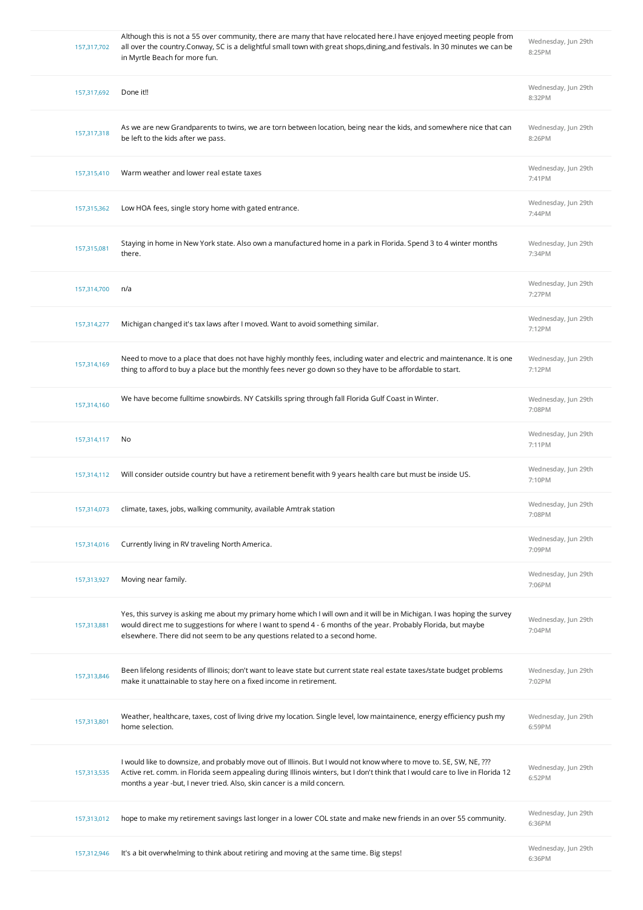| | | |
|---|---|---|
| 157,317,702 | Although this is not a 55 over community, there are many that have relocated here.I have enjoyed meeting people from all over the country.Conway, SC is a delightful small town with great shops,dining,and festivals. In 30 minutes we can be in Myrtle Beach for more fun. | Wednesday, Jun 29th 8:25PM |
| 157,317,692 | Done it!! | Wednesday, Jun 29th 8:32PM |
| 157,317,318 | As we are new Grandparents to twins, we are torn between location, being near the kids, and somewhere nice that can be left to the kids after we pass. | Wednesday, Jun 29th 8:26PM |
| 157,315,410 | Warm weather and lower real estate taxes | Wednesday, Jun 29th 7:41PM |
| 157,315,362 | Low HOA fees, single story home with gated entrance. | Wednesday, Jun 29th 7:44PM |
| 157,315,081 | Staying in home in New York state. Also own a manufactured home in a park in Florida. Spend 3 to 4 winter months there. | Wednesday, Jun 29th 7:34PM |
| 157,314,700 | n/a | Wednesday, Jun 29th 7:27PM |
| 157,314,277 | Michigan changed it's tax laws after I moved. Want to avoid something similar. | Wednesday, Jun 29th 7:12PM |
| 157,314,169 | Need to move to a place that does not have highly monthly fees, including water and electric and maintenance. It is one thing to afford to buy a place but the monthly fees never go down so they have to be affordable to start. | Wednesday, Jun 29th 7:12PM |
| 157,314,160 | We have become fulltime snowbirds. NY Catskills spring through fall Florida Gulf Coast in Winter. | Wednesday, Jun 29th 7:08PM |
| 157,314,117 | No | Wednesday, Jun 29th 7:11PM |
| 157,314,112 | Will consider outside country but have a retirement benefit with 9 years health care but must be inside US. | Wednesday, Jun 29th 7:10PM |
| 157,314,073 | climate, taxes, jobs, walking community, available Amtrak station | Wednesday, Jun 29th 7:08PM |
| 157,314,016 | Currently living in RV traveling North America. | Wednesday, Jun 29th 7:09PM |
| 157,313,927 | Moving near family. | Wednesday, Jun 29th 7:06PM |
| 157,313,881 | Yes, this survey is asking me about my primary home which I will own and it will be in Michigan. I was hoping the survey would direct me to suggestions for where I want to spend 4 - 6 months of the year. Probably Florida, but maybe elsewhere. There did not seem to be any questions related to a second home. | Wednesday, Jun 29th 7:04PM |
| 157,313,846 | Been lifelong residents of Illinois; don't want to leave state but current state real estate taxes/state budget problems make it unattainable to stay here on a fixed income in retirement. | Wednesday, Jun 29th 7:02PM |
| 157,313,801 | Weather, healthcare, taxes, cost of living drive my location. Single level, low maintainence, energy efficiency push my home selection. | Wednesday, Jun 29th 6:59PM |
| 157,313,535 | I would like to downsize, and probably move out of Illinois. But I would not know where to move to. SE, SW, NE, ??? Active ret. comm. in Florida seem appealing during Illinois winters, but I don't think that I would care to live in Florida 12 months a year -but, I never tried. Also, skin cancer is a mild concern. | Wednesday, Jun 29th 6:52PM |
| 157,313,012 | hope to make my retirement savings last longer in a lower COL state and make new friends in an over 55 community. | Wednesday, Jun 29th 6:36PM |
| 157,312,946 | It's a bit overwhelming to think about retiring and moving at the same time. Big steps! | Wednesday, Jun 29th 6:36PM |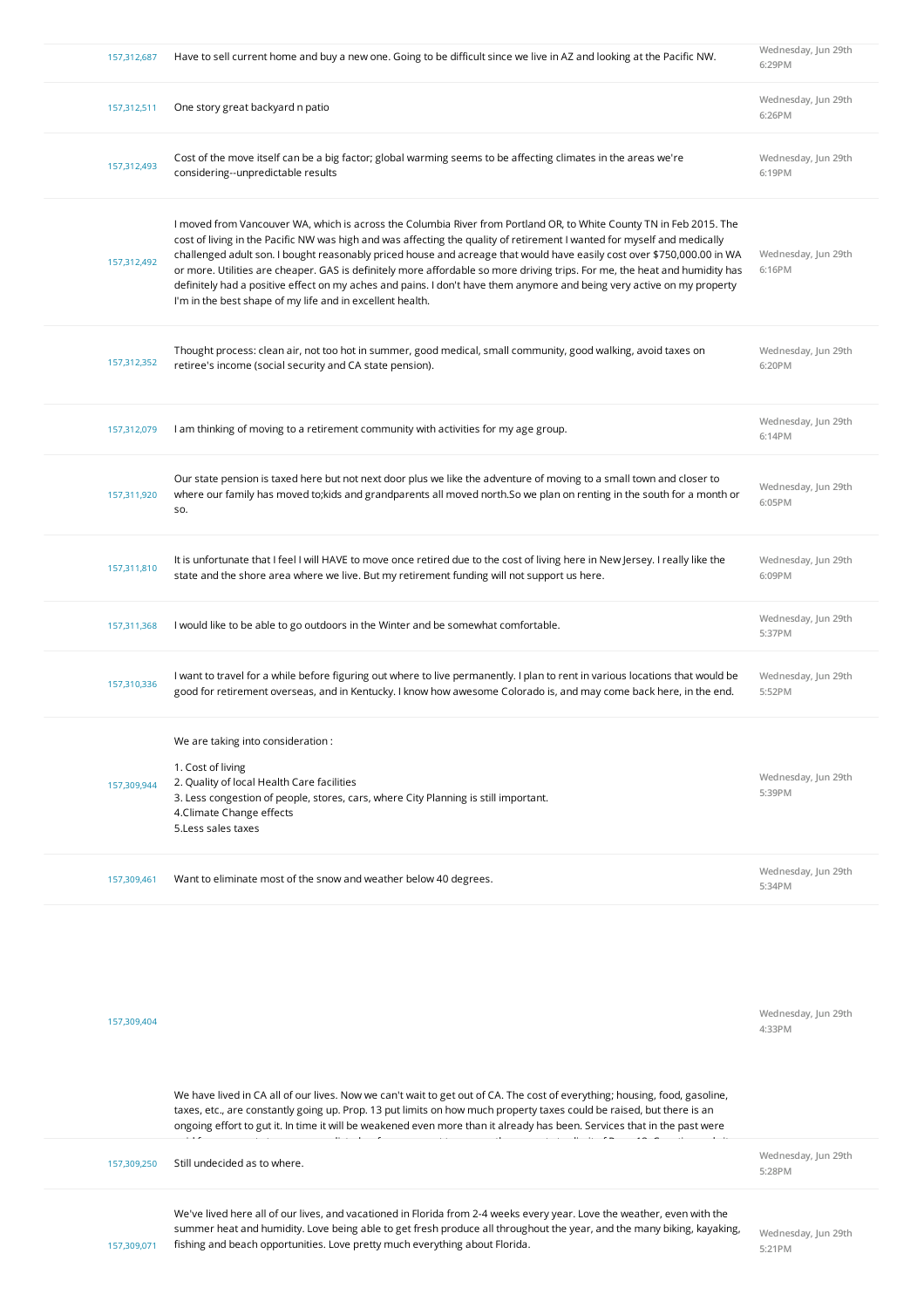| | | |
|---|---|---|
| 157,312,687 | Have to sell current home and buy a new one. Going to be difficult since we live in AZ and looking at the Pacific NW. | Wednesday, Jun 29th 6:29PM |
| 157,312,511 | One story great backyard n patio | Wednesday, Jun 29th 6:26PM |
| 157,312,493 | Cost of the move itself can be a big factor; global warming seems to be affecting climates in the areas we're considering--unpredictable results | Wednesday, Jun 29th 6:19PM |
| 157,312,492 | I moved from Vancouver WA, which is across the Columbia River from Portland OR, to White County TN in Feb 2015. The cost of living in the Pacific NW was high and was affecting the quality of retirement I wanted for myself and medically challenged adult son. I bought reasonably priced house and acreage that would have easily cost over $750,000.00 in WA or more. Utilities are cheaper. GAS is definitely more affordable so more driving trips. For me, the heat and humidity has definitely had a positive effect on my aches and pains. I don't have them anymore and being very active on my property I'm in the best shape of my life and in excellent health. | Wednesday, Jun 29th 6:16PM |
| 157,312,352 | Thought process: clean air, not too hot in summer, good medical, small community, good walking, avoid taxes on retiree's income (social security and CA state pension). | Wednesday, Jun 29th 6:20PM |
| 157,312,079 | I am thinking of moving to a retirement community with activities for my age group. | Wednesday, Jun 29th 6:14PM |
| 157,311,920 | Our state pension is taxed here but not next door plus we like the adventure of moving to a small town and closer to where our family has moved to;kids and grandparents all moved north.So we plan on renting in the south for a month or so. | Wednesday, Jun 29th 6:05PM |
| 157,311,810 | It is unfortunate that I feel I will HAVE to move once retired due to the cost of living here in New Jersey. I really like the state and the shore area where we live. But my retirement funding will not support us here. | Wednesday, Jun 29th 6:09PM |
| 157,311,368 | I would like to be able to go outdoors in the Winter and be somewhat comfortable. | Wednesday, Jun 29th 5:37PM |
| 157,310,336 | I want to travel for a while before figuring out where to live permanently. I plan to rent in various locations that would be good for retirement overseas, and in Kentucky. I know how awesome Colorado is, and may come back here, in the end. | Wednesday, Jun 29th 5:52PM |
| 157,309,944 | We are taking into consideration :<br><br>1. Cost of living<br>2. Quality of local Health Care facilities<br>3. Less congestion of people, stores, cars, where City Planning is still important.<br>4.Climate Change effects<br>5.Less sales taxes | Wednesday, Jun 29th 5:39PM |
| 157,309,461 | Want to eliminate most of the snow and weather below 40 degrees. | Wednesday, Jun 29th 5:34PM |
| 157,309,404 | We have lived in CA all of our lives. Now we can't wait to get out of CA. The cost of everything; housing, food, gasoline, taxes, etc., are constantly going up. Prop. 13 put limits on how much property taxes could be raised, but there is an ongoing effort to gut it. In time it will be weakened even more than it already has been. Services that in the past were | Wednesday, Jun 29th 4:33PM |
| 157,309,250 | Still undecided as to where. | Wednesday, Jun 29th 5:28PM |
| 157,309,071 | We've lived here all of our lives, and vacationed in Florida from 2-4 weeks every year. Love the weather, even with the summer heat and humidity. Love being able to get fresh produce all throughout the year, and the many biking, kayaking, fishing and beach opportunities. Love pretty much everything about Florida. | Wednesday, Jun 29th 5:21PM |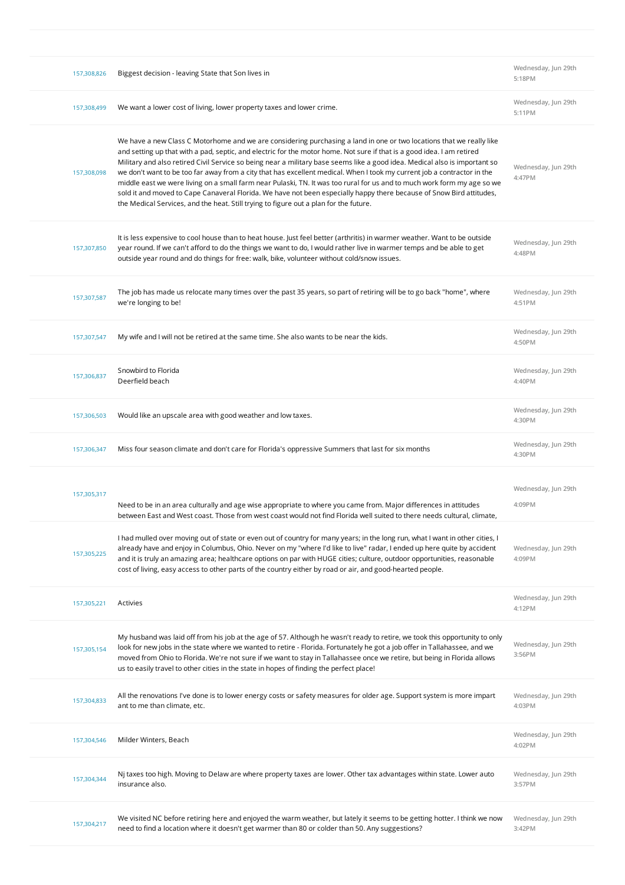| | | |
|---|---|---|
| 157,308,826 | Biggest decision - leaving State that Son lives in | Wednesday, Jun 29th 5:18PM |
| 157,308,499 | We want a lower cost of living, lower property taxes and lower crime. | Wednesday, Jun 29th 5:11PM |
| 157,308,098 | We have a new Class C Motorhome and we are considering purchasing a land in one or two locations that we really like and setting up that with a pad, septic, and electric for the motor home. Not sure if that is a good idea. I am retired Military and also retired Civil Service so being near a military base seems like a good idea. Medical also is important so we don't want to be too far away from a city that has excellent medical. When I took my current job a contractor in the middle east we were living on a small farm near Pulaski, TN. It was too rural for us and to much work form my age so we sold it and moved to Cape Canaveral Florida. We have not been especially happy there because of Snow Bird attitudes, the Medical Services, and the heat. Still trying to figure out a plan for the future. | Wednesday, Jun 29th 4:47PM |
| 157,307,850 | It is less expensive to cool house than to heat house. Just feel better (arthritis) in warmer weather. Want to be outside year round. If we can't afford to do the things we want to do, I would rather live in warmer temps and be able to get outside year round and do things for free: walk, bike, volunteer without cold/snow issues. | Wednesday, Jun 29th 4:48PM |
| 157,307,587 | The job has made us relocate many times over the past 35 years, so part of retiring will be to go back "home", where we're longing to be! | Wednesday, Jun 29th 4:51PM |
| 157,307,547 | My wife and I will not be retired at the same time. She also wants to be near the kids. | Wednesday, Jun 29th 4:50PM |
| 157,306,837 | Snowbird to Florida<br>Deerfield beach | Wednesday, Jun 29th 4:40PM |
| 157,306,503 | Would like an upscale area with good weather and low taxes. | Wednesday, Jun 29th 4:30PM |
| 157,306,347 | Miss four season climate and don't care for Florida's oppressive Summers that last for six months | Wednesday, Jun 29th 4:30PM |
| 157,305,317 | Need to be in an area culturally and age wise appropriate to where you came from. Major differences in attitudes between East and West coast. Those from west coast would not find Florida well suited to there needs cultural, climate, | Wednesday, Jun 29th 4:09PM |
| 157,305,225 | I had mulled over moving out of state or even out of country for many years; in the long run, what I want in other cities, I already have and enjoy in Columbus, Ohio. Never on my "where I'd like to live" radar, I ended up here quite by accident and it is truly an amazing area; healthcare options on par with HUGE cities; culture, outdoor opportunities, reasonable cost of living, easy access to other parts of the country either by road or air, and good-hearted people. | Wednesday, Jun 29th 4:09PM |
| 157,305,221 | Activies | Wednesday, Jun 29th 4:12PM |
| 157,305,154 | My husband was laid off from his job at the age of 57. Although he wasn't ready to retire, we took this opportunity to only look for new jobs in the state where we wanted to retire - Florida. Fortunately he got a job offer in Tallahassee, and we moved from Ohio to Florida. We're not sure if we want to stay in Tallahassee once we retire, but being in Florida allows us to easily travel to other cities in the state in hopes of finding the perfect place! | Wednesday, Jun 29th 3:56PM |
| 157,304,833 | All the renovations I've done is to lower energy costs or safety measures for older age. Support system is more impart ant to me than climate, etc. | Wednesday, Jun 29th 4:03PM |
| 157,304,546 | Milder Winters, Beach | Wednesday, Jun 29th 4:02PM |
| 157,304,344 | Nj taxes too high. Moving to Delaw are where property taxes are lower. Other tax advantages within state. Lower auto insurance also. | Wednesday, Jun 29th 3:57PM |
| 157,304,217 | We visited NC before retiring here and enjoyed the warm weather, but lately it seems to be getting hotter. I think we now need to find a location where it doesn't get warmer than 80 or colder than 50. Any suggestions? | Wednesday, Jun 29th 3:42PM |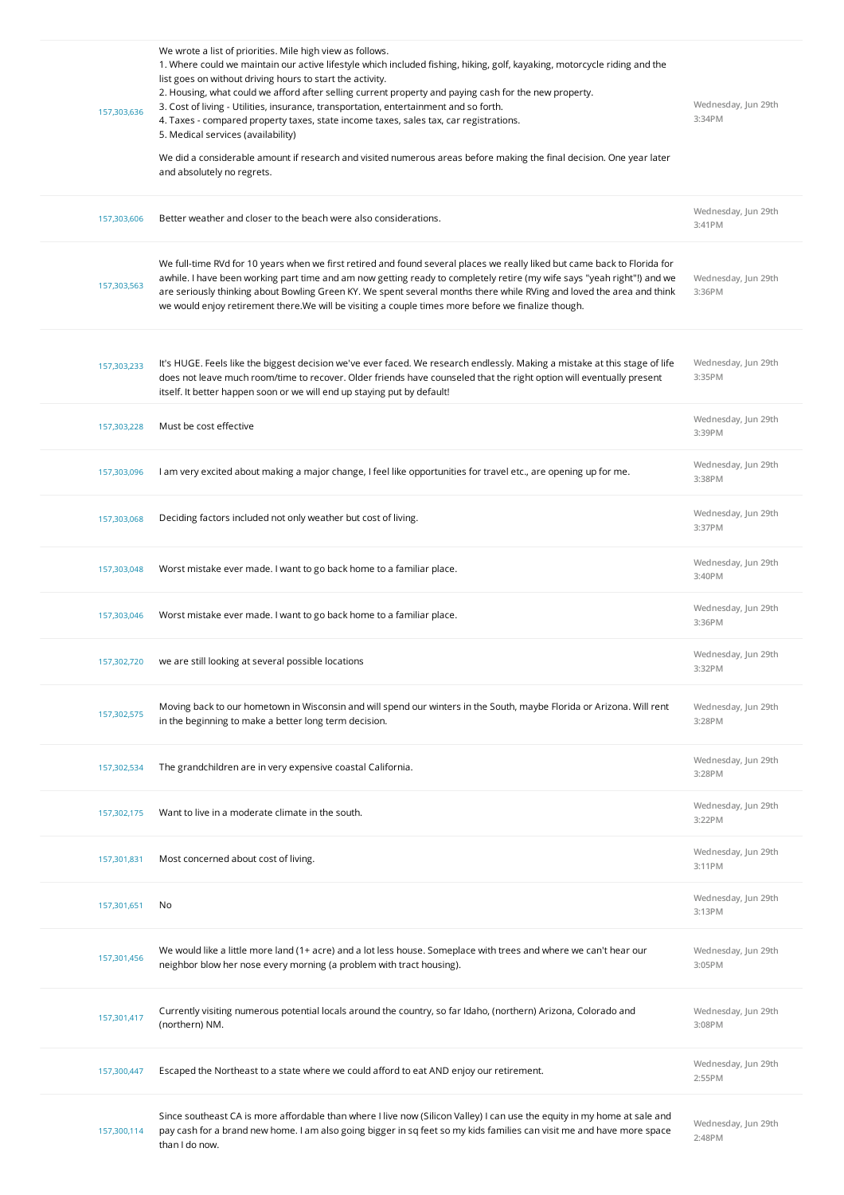| | | |
|---|---|---|
| 157,303,636 | We wrote a list of priorities. Mile high view as follows.<br>1. Where could we maintain our active lifestyle which included fishing, hiking, golf, kayaking, motorcycle riding and the list goes on without driving hours to start the activity.<br>2. Housing, what could we afford after selling current property and paying cash for the new property.<br>3. Cost of living - Utilities, insurance, transportation, entertainment and so forth.<br>4. Taxes - compared property taxes, state income taxes, sales tax, car registrations.<br>5. Medical services (availability)<br><br>We did a considerable amount if research and visited numerous areas before making the final decision. One year later and absolutely no regrets. | Wednesday, Jun 29th 3:34PM |
| 157,303,606 | Better weather and closer to the beach were also considerations. | Wednesday, Jun 29th 3:41PM |
| 157,303,563 | We full-time RVd for 10 years when we first retired and found several places we really liked but came back to Florida for awhile. I have been working part time and am now getting ready to completely retire (my wife says "yeah right"!) and we are seriously thinking about Bowling Green KY. We spent several months there while RVing and loved the area and think we would enjoy retirement there.We will be visiting a couple times more before we finalize though. | Wednesday, Jun 29th 3:36PM |
| 157,303,233 | It's HUGE. Feels like the biggest decision we've ever faced. We research endlessly. Making a mistake at this stage of life does not leave much room/time to recover. Older friends have counseled that the right option will eventually present itself. It better happen soon or we will end up staying put by default! | Wednesday, Jun 29th 3:35PM |
| 157,303,228 | Must be cost effective | Wednesday, Jun 29th 3:39PM |
| 157,303,096 | I am very excited about making a major change, I feel like opportunities for travel etc., are opening up for me. | Wednesday, Jun 29th 3:38PM |
| 157,303,068 | Deciding factors included not only weather but cost of living. | Wednesday, Jun 29th 3:37PM |
| 157,303,048 | Worst mistake ever made. I want to go back home to a familiar place. | Wednesday, Jun 29th 3:40PM |
| 157,303,046 | Worst mistake ever made. I want to go back home to a familiar place. | Wednesday, Jun 29th 3:36PM |
| 157,302,720 | we are still looking at several possible locations | Wednesday, Jun 29th 3:32PM |
| 157,302,575 | Moving back to our hometown in Wisconsin and will spend our winters in the South, maybe Florida or Arizona. Will rent in the beginning to make a better long term decision. | Wednesday, Jun 29th 3:28PM |
| 157,302,534 | The grandchildren are in very expensive coastal California. | Wednesday, Jun 29th 3:28PM |
| 157,302,175 | Want to live in a moderate climate in the south. | Wednesday, Jun 29th 3:22PM |
| 157,301,831 | Most concerned about cost of living. | Wednesday, Jun 29th 3:11PM |
| 157,301,651 | No | Wednesday, Jun 29th 3:13PM |
| 157,301,456 | We would like a little more land (1+ acre) and a lot less house. Someplace with trees and where we can't hear our neighbor blow her nose every morning (a problem with tract housing). | Wednesday, Jun 29th 3:05PM |
| 157,301,417 | Currently visiting numerous potential locals around the country, so far Idaho, (northern) Arizona, Colorado and (northern) NM. | Wednesday, Jun 29th 3:08PM |
| 157,300,447 | Escaped the Northeast to a state where we could afford to eat AND enjoy our retirement. | Wednesday, Jun 29th 2:55PM |
| 157,300,114 | Since southeast CA is more affordable than where I live now (Silicon Valley) I can use the equity in my home at sale and pay cash for a brand new home. I am also going bigger in sq feet so my kids families can visit me and have more space than I do now. | Wednesday, Jun 29th 2:48PM |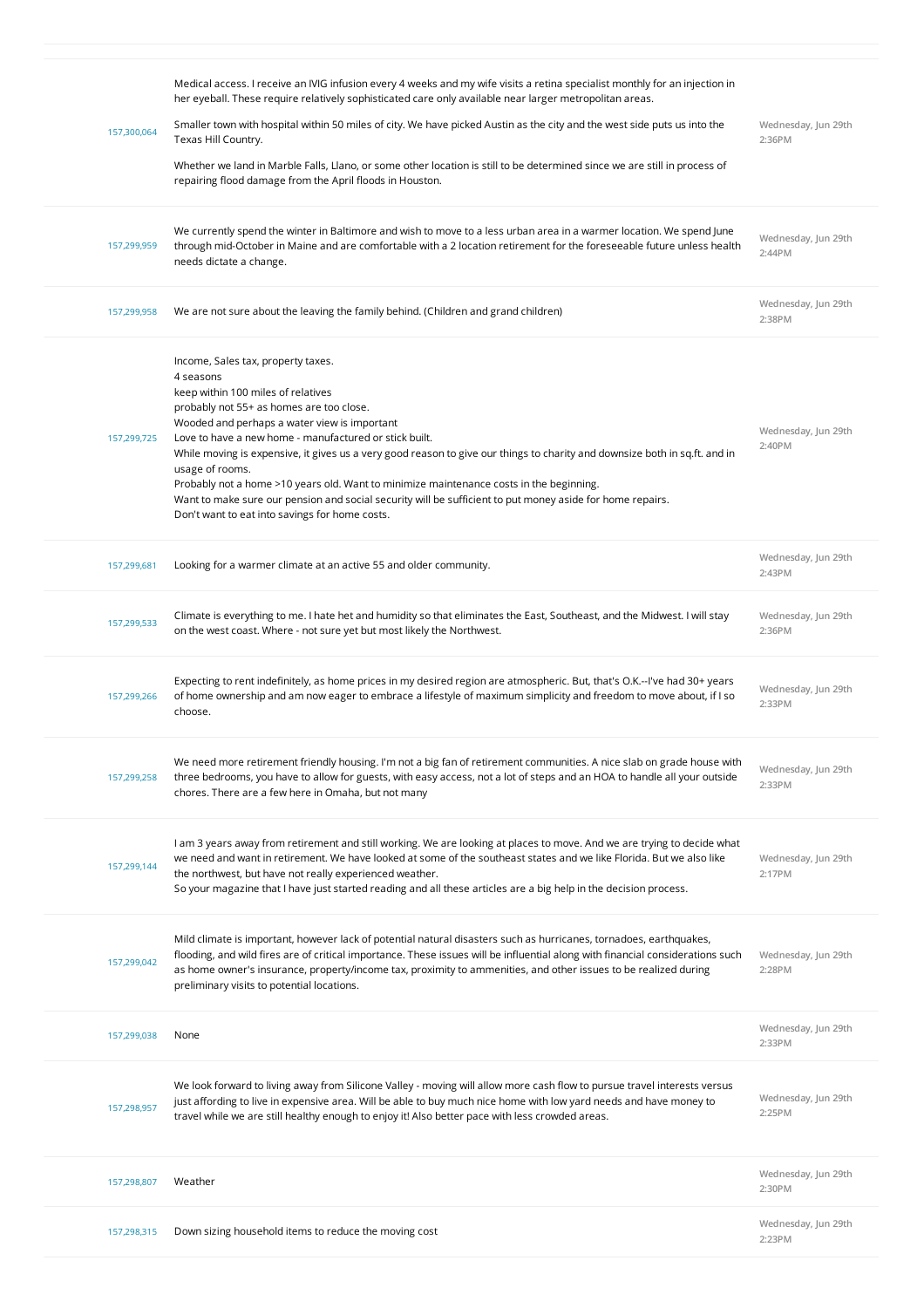| | | |
|---|---|---|
| 157,300,064 | Medical access. I receive an IVIG infusion every 4 weeks and my wife visits a retina specialist monthly for an injection in her eyeball. These require relatively sophisticated care only available near larger metropolitan areas.<br><br>Smaller town with hospital within 50 miles of city. We have picked Austin as the city and the west side puts us into the Texas Hill Country.<br><br>Whether we land in Marble Falls, Llano, or some other location is still to be determined since we are still in process of repairing flood damage from the April floods in Houston. | Wednesday, Jun 29th 2:36PM |
| 157,299,959 | We currently spend the winter in Baltimore and wish to move to a less urban area in a warmer location. We spend June through mid-October in Maine and are comfortable with a 2 location retirement for the foreseeable future unless health needs dictate a change. | Wednesday, Jun 29th 2:44PM |
| 157,299,958 | We are not sure about the leaving the family behind. (Children and grand children) | Wednesday, Jun 29th 2:38PM |
| 157,299,725 | Income, Sales tax, property taxes.<br>4 seasons<br>keep within 100 miles of relatives<br>probably not 55+ as homes are too close.<br>Wooded and perhaps a water view is important<br>Love to have a new home - manufactured or stick built.<br>While moving is expensive, it gives us a very good reason to give our things to charity and downsize both in sq.ft. and in usage of rooms.<br>Probably not a home >10 years old. Want to minimize maintenance costs in the beginning.<br>Want to make sure our pension and social security will be sufficient to put money aside for home repairs.<br>Don't want to eat into savings for home costs. | Wednesday, Jun 29th 2:40PM |
| 157,299,681 | Looking for a warmer climate at an active 55 and older community. | Wednesday, Jun 29th 2:43PM |
| 157,299,533 | Climate is everything to me. I hate het and humidity so that eliminates the East, Southeast, and the Midwest. I will stay on the west coast. Where - not sure yet but most likely the Northwest. | Wednesday, Jun 29th 2:36PM |
| 157,299,266 | Expecting to rent indefinitely, as home prices in my desired region are atmospheric. But, that's O.K.--I've had 30+ years of home ownership and am now eager to embrace a lifestyle of maximum simplicity and freedom to move about, if I so choose. | Wednesday, Jun 29th 2:33PM |
| 157,299,258 | We need more retirement friendly housing. I'm not a big fan of retirement communities. A nice slab on grade house with three bedrooms, you have to allow for guests, with easy access, not a lot of steps and an HOA to handle all your outside chores. There are a few here in Omaha, but not many | Wednesday, Jun 29th 2:33PM |
| 157,299,144 | I am 3 years away from retirement and still working. We are looking at places to move. And we are trying to decide what we need and want in retirement. We have looked at some of the southeast states and we like Florida. But we also like the northwest, but have not really experienced weather.<br>So your magazine that I have just started reading and all these articles are a big help in the decision process. | Wednesday, Jun 29th 2:17PM |
| 157,299,042 | Mild climate is important, however lack of potential natural disasters such as hurricanes, tornadoes, earthquakes, flooding, and wild fires are of critical importance. These issues will be influential along with financial considerations such as home owner's insurance, property/income tax, proximity to ammenities, and other issues to be realized during preliminary visits to potential locations. | Wednesday, Jun 29th 2:28PM |
| 157,299,038 | None | Wednesday, Jun 29th 2:33PM |
| 157,298,957 | We look forward to living away from Silicone Valley - moving will allow more cash flow to pursue travel interests versus just affording to live in expensive area. Will be able to buy much nice home with low yard needs and have money to travel while we are still healthy enough to enjoy it! Also better pace with less crowded areas. | Wednesday, Jun 29th 2:25PM |
| 157,298,807 | Weather | Wednesday, Jun 29th 2:30PM |
| 157,298,315 | Down sizing household items to reduce the moving cost | Wednesday, Jun 29th 2:23PM |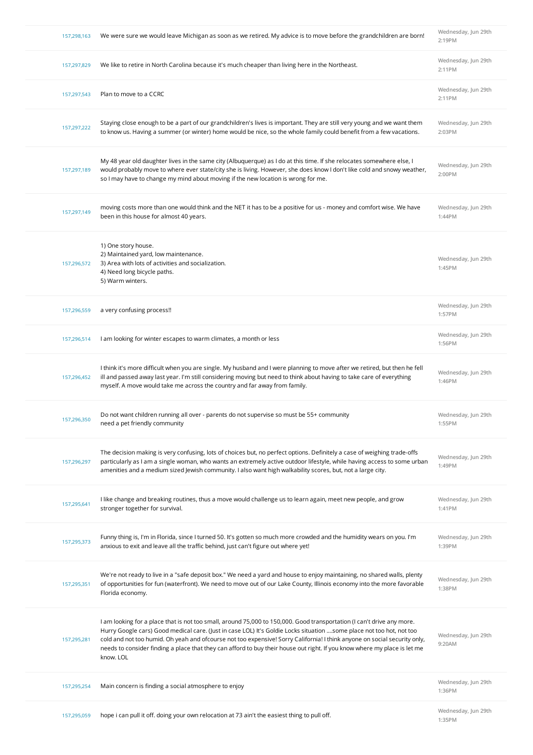| | | |
|---|---|---|
| 157,298,163 | We were sure we would leave Michigan as soon as we retired. My advice is to move before the grandchildren are born! | Wednesday, Jun 29th 2:19PM |
| 157,297,829 | We like to retire in North Carolina because it's much cheaper than living here in the Northeast. | Wednesday, Jun 29th 2:11PM |
| 157,297,543 | Plan to move to a CCRC | Wednesday, Jun 29th 2:11PM |
| 157,297,222 | Staying close enough to be a part of our grandchildren's lives is important. They are still very young and we want them to know us. Having a summer (or winter) home would be nice, so the whole family could benefit from a few vacations. | Wednesday, Jun 29th 2:03PM |
| 157,297,189 | My 48 year old daughter lives in the same city (Albuquerque) as I do at this time. If she relocates somewhere else, I would probably move to where ever state/city she is living. However, she does know I don't like cold and snowy weather, so I may have to change my mind about moving if the new location is wrong for me. | Wednesday, Jun 29th 2:00PM |
| 157,297,149 | moving costs more than one would think and the NET it has to be a positive for us - money and comfort wise. We have been in this house for almost 40 years. | Wednesday, Jun 29th 1:44PM |
| 157,296,572 | 1) One story house.<br>2) Maintained yard, low maintenance.<br>3) Area with lots of activities and socialization.<br>4) Need long bicycle paths.<br>5) Warm winters. | Wednesday, Jun 29th 1:45PM |
| 157,296,559 | a very confusing process!! | Wednesday, Jun 29th 1:57PM |
| 157,296,514 | I am looking for winter escapes to warm climates, a month or less | Wednesday, Jun 29th 1:56PM |
| 157,296,452 | I think it's more difficult when you are single. My husband and I were planning to move after we retired, but then he fell ill and passed away last year. I'm still considering moving but need to think about having to take care of everything myself. A move would take me across the country and far away from family. | Wednesday, Jun 29th 1:46PM |
| 157,296,350 | Do not want children running all over - parents do not supervise so must be 55+ community<br>need a pet friendly community | Wednesday, Jun 29th 1:55PM |
| 157,296,297 | The decision making is very confusing, lots of choices but, no perfect options. Definitely a case of weighing trade-offs particularly as I am a single woman, who wants an extremely active outdoor lifestyle, while having access to some urban amenities and a medium sized Jewish community. I also want high walkability scores, but, not a large city. | Wednesday, Jun 29th 1:49PM |
| 157,295,641 | I like change and breaking routines, thus a move would challenge us to learn again, meet new people, and grow stronger together for survival. | Wednesday, Jun 29th 1:41PM |
| 157,295,373 | Funny thing is, I'm in Florida, since I turned 50. It's gotten so much more crowded and the humidity wears on you. I'm anxious to exit and leave all the traffic behind, just can't figure out where yet! | Wednesday, Jun 29th 1:39PM |
| 157,295,351 | We're not ready to live in a "safe deposit box." We need a yard and house to enjoy maintaining, no shared walls, plenty of opportunities for fun (waterfront). We need to move out of our Lake County, Illinois economy into the more favorable Florida economy. | Wednesday, Jun 29th 1:38PM |
| 157,295,281 | I am looking for a place that is not too small, around 75,000 to 150,000. Good transportation (I can't drive any more. Hurry Google cars) Good medical care. (Just in case LOL) It's Goldie Locks situation ....some place not too hot, not too cold and not too humid. Oh yeah and ofcourse not too expensive! Sorry California! I think anyone on social security only, needs to consider finding a place that they can afford to buy their house out right. If you know where my place is let me know. LOL | Wednesday, Jun 29th 9:20AM |
| 157,295,254 | Main concern is finding a social atmosphere to enjoy | Wednesday, Jun 29th 1:36PM |
| 157,295,059 | hope i can pull it off. doing your own relocation at 73 ain't the easiest thing to pull off. | Wednesday, Jun 29th 1:35PM |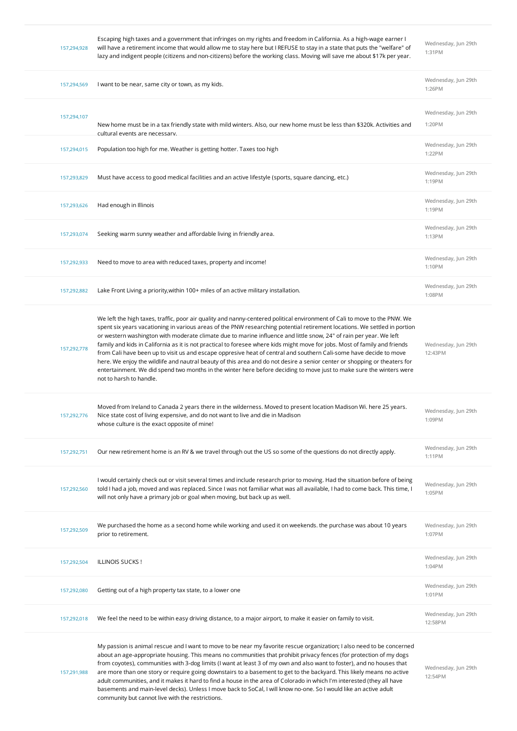| | | |
|---|---|---|
| 157,294,928 | Escaping high taxes and a government that infringes on my rights and freedom in California. As a high-wage earner I will have a retirement income that would allow me to stay here but I REFUSE to stay in a state that puts the "welfare" of lazy and indigent people (citizens and non-citizens) before the working class. Moving will save me about $17k per year. | Wednesday, Jun 29th 1:31PM |
| 157,294,569 | I want to be near, same city or town, as my kids. | Wednesday, Jun 29th 1:26PM |
| 157,294,107 | New home must be in a tax friendly state with mild winters. Also, our new home must be less than $320k. Activities and cultural events are necessary. | Wednesday, Jun 29th 1:20PM |
| 157,294,015 | Population too high for me. Weather is getting hotter. Taxes too high | Wednesday, Jun 29th 1:22PM |
| 157,293,829 | Must have access to good medical facilities and an active lifestyle (sports, square dancing, etc.) | Wednesday, Jun 29th 1:19PM |
| 157,293,626 | Had enough in Illinois | Wednesday, Jun 29th 1:19PM |
| 157,293,074 | Seeking warm sunny weather and affordable living in friendly area. | Wednesday, Jun 29th 1:13PM |
| 157,292,933 | Need to move to area with reduced taxes, property and income! | Wednesday, Jun 29th 1:10PM |
| 157,292,882 | Lake Front Living a priority,within 100+ miles of an active military installation. | Wednesday, Jun 29th 1:08PM |
| 157,292,778 | We left the high taxes, traffic, poor air quality and nanny-centered political environment of Cali to move to the PNW. We spent six years vacationing in various areas of the PNW researching potential retirement locations. We settled in portion or western washington with moderate climate due to marine influence and little snow, 24" of rain per year. We left family and kids in California as it is not practical to foresee where kids might move for jobs. Most of family and friends from Cali have been up to visit us and escape oppresive heat of central and southern Cali-some have decide to move here. We enjoy the wildlife and nautral beauty of this area and do not desire a senior center or shopping or theaters for entertainment. We did spend two months in the winter here before deciding to move just to make sure the winters were not to harsh to handle. | Wednesday, Jun 29th 12:43PM |
| 157,292,776 | Moved from Ireland to Canada 2 years there in the wilderness. Moved to present location Madison Wi. here 25 years. Nice state cost of living expensive, and do not want to live and die in Madison whose culture is the exact opposite of mine! | Wednesday, Jun 29th 1:09PM |
| 157,292,751 | Our new retirement home is an RV & we travel through out the US so some of the questions do not directly apply. | Wednesday, Jun 29th 1:11PM |
| 157,292,560 | I would certainly check out or visit several times and include research prior to moving. Had the situation before of being told I had a job, moved and was replaced. Since I was not familiar what was all available, I had to come back. This time, I will not only have a primary job or goal when moving, but back up as well. | Wednesday, Jun 29th 1:05PM |
| 157,292,509 | We purchased the home as a second home while working and used it on weekends. the purchase was about 10 years prior to retirement. | Wednesday, Jun 29th 1:07PM |
| 157,292,504 | ILLINOIS SUCKS ! | Wednesday, Jun 29th 1:04PM |
| 157,292,080 | Getting out of a high property tax state, to a lower one | Wednesday, Jun 29th 1:01PM |
| 157,292,018 | We feel the need to be within easy driving distance, to a major airport, to make it easier on family to visit. | Wednesday, Jun 29th 12:58PM |
| 157,291,988 | My passion is animal rescue and I want to move to be near my favorite rescue organization; I also need to be concerned about an age-appropriate housing. This means no communities that prohibit privacy fences (for protection of my dogs from coyotes), communities with 3-dog limits (I want at least 3 of my own and also want to foster), and no houses that are more than one story or require going downstairs to a basement to get to the backyard. This likely means no active adult communities, and it makes it hard to find a house in the area of Colorado in which I'm interested (they all have basements and main-level decks). Unless I move back to SoCal, I will know no-one. So I would like an active adult community but cannot live with the restrictions. | Wednesday, Jun 29th 12:54PM |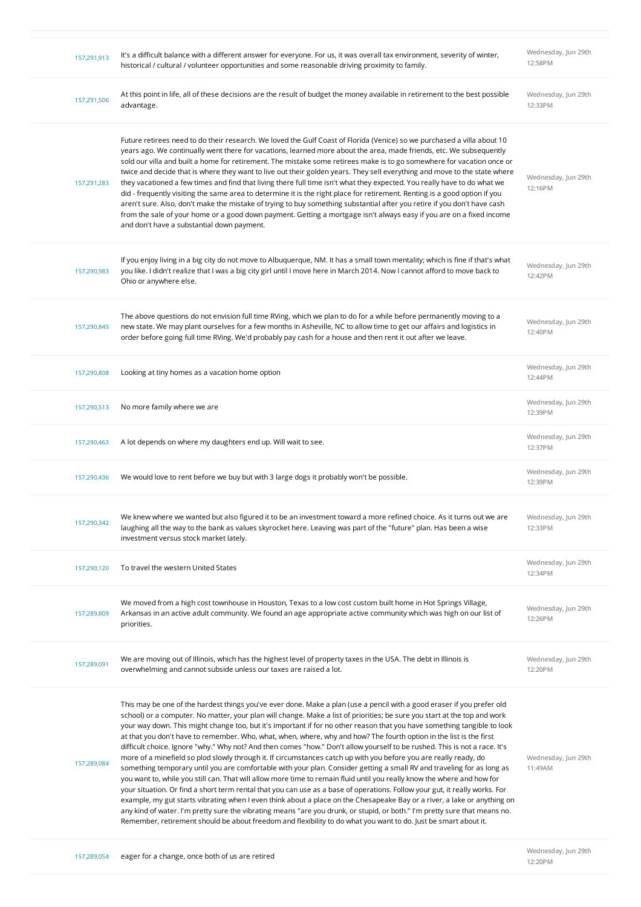| | | |
|---|---|---|
| 157,291,913 | It's a difficult balance with a different answer for everyone. For us, it was overall tax environment, severity of winter, historical / cultural / volunteer opportunities and some reasonable driving proximity to family. | Wednesday, Jun 29th 12:58PM |
| 157,291,506 | At this point in life, all of these decisions are the result of budget the money available in retirement to the best possible advantage. | Wednesday, Jun 29th 12:33PM |
| 157,291,283 | Future retirees need to do their research. We loved the Gulf Coast of Florida (Venice) so we purchased a villa about 10 years ago. We continually went there for vacations, learned more about the area, made friends, etc. We subsequently sold our villa and built a home for retirement. The mistake some retirees make is to go somewhere for vacation once or twice and decide that is where they want to live out their golden years. They sell everything and move to the state where they vacationed a few times and find that living there full time isn't what they expected. You really have to do what we did - frequently visiting the same area to determine it is the right place for retirement. Renting is a good option if you aren't sure. Also, don't make the mistake of trying to buy something substantial after you retire if you don't have cash from the sale of your home or a good down payment. Getting a mortgage isn't always easy if you are on a fixed income and don't have a substantial down payment. | Wednesday, Jun 29th 12:16PM |
| 157,290,983 | If you enjoy living in a big city do not move to Albuquerque, NM. It has a small town mentality; which is fine if that's what you like. I didn't realize that I was a big city girl until I move here in March 2014. Now I cannot afford to move back to Ohio or anywhere else. | Wednesday, Jun 29th 12:42PM |
| 157,290,845 | The above questions do not envision full time RVing, which we plan to do for a while before permanently moving to a new state. We may plant ourselves for a few months in Asheville, NC to allow time to get our affairs and logistics in order before going full time RVing. We'd probably pay cash for a house and then rent it out after we leave. | Wednesday, Jun 29th 12:40PM |
| 157,290,808 | Looking at tiny homes as a vacation home option | Wednesday, Jun 29th 12:44PM |
| 157,290,513 | No more family where we are | Wednesday, Jun 29th 12:39PM |
| 157,290,463 | A lot depends on where my daughters end up. Will wait to see. | Wednesday, Jun 29th 12:37PM |
| 157,290,436 | We would love to rent before we buy but with 3 large dogs it probably won't be possible. | Wednesday, Jun 29th 12:39PM |
| 157,290,342 | We knew where we wanted but also figured it to be an investment toward a more refined choice. As it turns out we are laughing all the way to the bank as values skyrocket here. Leaving was part of the "future" plan. Has been a wise investment versus stock market lately. | Wednesday, Jun 29th 12:33PM |
| 157,290,120 | To travel the western United States | Wednesday, Jun 29th 12:34PM |
| 157,289,809 | We moved from a high cost townhouse in Houston, Texas to a low cost custom built home in Hot Springs Village, Arkansas in an active adult community. We found an age appropriate active community which was high on our list of priorities. | Wednesday, Jun 29th 12:26PM |
| 157,289,091 | We are moving out of Illinois, which has the highest level of property taxes in the USA. The debt in Illinois is overwhelming and cannot subside unless our taxes are raised a lot. | Wednesday, Jun 29th 12:20PM |
| 157,289,084 | This may be one of the hardest things you've ever done. Make a plan (use a pencil with a good eraser if you prefer old school) or a computer. No matter, your plan will change. Make a list of priorities; be sure you start at the top and work your way down. This might change too, but it's important if for no other reason that you have something tangible to look at that you don't have to remember. Who, what, when, where, why and how? The fourth option in the list is the first difficult choice. Ignore "why." Why not? And then comes "how." Don't allow yourself to be rushed. This is not a race. It's more of a minefield so plod slowly through it. If circumstances catch up with you before you are really ready, do something temporary until you are comfortable with your plan. Consider getting a small RV and traveling for as long as you want to, while you still can. That will allow more time to remain fluid until you really know the where and how for your situation. Or find a short term rental that you can use as a base of operations. Follow your gut, it really works. For example, my gut starts vibrating when I even think about a place on the Chesapeake Bay or a river, a lake or anything on any kind of water. I'm pretty sure the vibrating means "are you drunk, or stupid, or both." I'm pretty sure that means no. Remember, retirement should be about freedom and flexibility to do what you want to do. Just be smart about it. | Wednesday, Jun 29th 11:49AM |
| 157,289,054 | eager for a change, once both of us are retired | Wednesday, Jun 29th 12:20PM |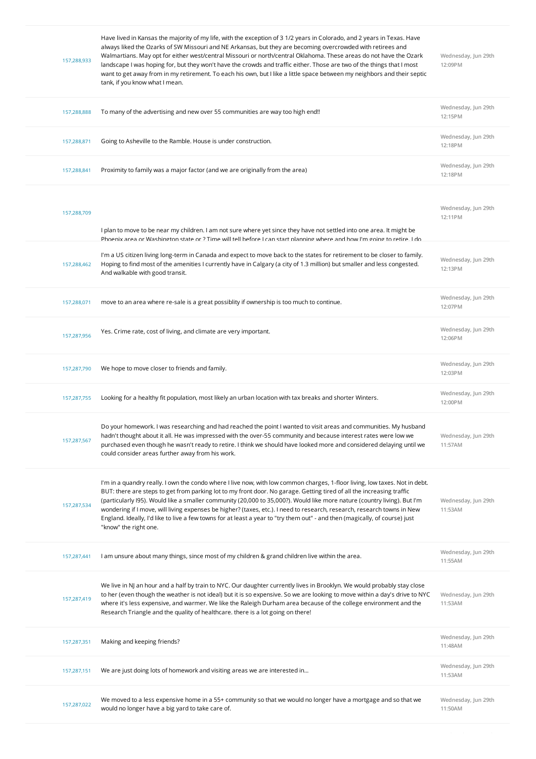| | | |
|---|---|---|
| 157,288,933 | Have lived in Kansas the majority of my life, with the exception of 3 1/2 years in Colorado, and 2 years in Texas. Have always liked the Ozarks of SW Missouri and NE Arkansas, but they are becoming overcrowded with retirees and Walmartians. May opt for either west/central Missouri or north/central Oklahoma. These areas do not have the Ozark landscape I was hoping for, but they won't have the crowds and traffic either. Those are two of the things that I most want to get away from in my retirement. To each his own, but I like a little space between my neighbors and their septic tank, if you know what I mean. | Wednesday, Jun 29th 12:09PM |
| 157,288,888 | To many of the advertising and new over 55 communities are way too high end!! | Wednesday, Jun 29th 12:15PM |
| 157,288,871 | Going to Asheville to the Ramble. House is under construction. | Wednesday, Jun 29th 12:18PM |
| 157,288,841 | Proximity to family was a major factor (and we are originally from the area) | Wednesday, Jun 29th 12:18PM |
| 157,288,709 | I plan to move to be near my children. I am not sure where yet since they have not settled into one area. It might be Phoenix area or Washington state or ? Time will tell before I can start planning where and how I'm going to retire. I do | Wednesday, Jun 29th 12:11PM |
| 157,288,462 | I'm a US citizen living long-term in Canada and expect to move back to the states for retirement to be closer to family. Hoping to find most of the amenities I currently have in Calgary (a city of 1.3 million) but smaller and less congested. And walkable with good transit. | Wednesday, Jun 29th 12:13PM |
| 157,288,071 | move to an area where re-sale is a great possiblity if ownership is too much to continue. | Wednesday, Jun 29th 12:07PM |
| 157,287,956 | Yes. Crime rate, cost of living, and climate are very important. | Wednesday, Jun 29th 12:06PM |
| 157,287,790 | We hope to move closer to friends and family. | Wednesday, Jun 29th 12:03PM |
| 157,287,755 | Looking for a healthy fit population, most likely an urban location with tax breaks and shorter Winters. | Wednesday, Jun 29th 12:00PM |
| 157,287,567 | Do your homework. I was researching and had reached the point I wanted to visit areas and communities. My husband hadn't thought about it all. He was impressed with the over-55 community and because interest rates were low we purchased even though he wasn't ready to retire. I think we should have looked more and considered delaying until we could consider areas further away from his work. | Wednesday, Jun 29th 11:57AM |
| 157,287,534 | I'm in a quandry really. I own the condo where I live now, with low common charges, 1-floor living, low taxes. Not in debt. BUT: there are steps to get from parking lot to my front door. No garage. Getting tired of all the increasing traffic (particularly I95). Would like a smaller community (20,000 to 35,000?). Would like more nature (country living). But I'm wondering if I move, will living expenses be higher? (taxes, etc.). I need to research, research, research towns in New England. Ideally, I'd like to live a few towns for at least a year to "try them out" - and then (magically, of course) just "know" the right one. | Wednesday, Jun 29th 11:53AM |
| 157,287,441 | I am unsure about many things, since most of my children & grand children live within the area. | Wednesday, Jun 29th 11:55AM |
| 157,287,419 | We live in NJ an hour and a half by train to NYC. Our daughter currently lives in Brooklyn. We would probably stay close to her (even though the weather is not ideal) but it is so expensive. So we are looking to move within a day's drive to NYC where it's less expensive, and warmer. We like the Raleigh Durham area because of the college environment and the Research Triangle and the quality of healthcare. there is a lot going on there! | Wednesday, Jun 29th 11:53AM |
| 157,287,351 | Making and keeping friends? | Wednesday, Jun 29th 11:48AM |
| 157,287,151 | We are just doing lots of homework and visiting areas we are interested in... | Wednesday, Jun 29th 11:53AM |
| 157,287,022 | We moved to a less expensive home in a 55+ community so that we would no longer have a mortgage and so that we would no longer have a big yard to take care of. | Wednesday, Jun 29th 11:50AM |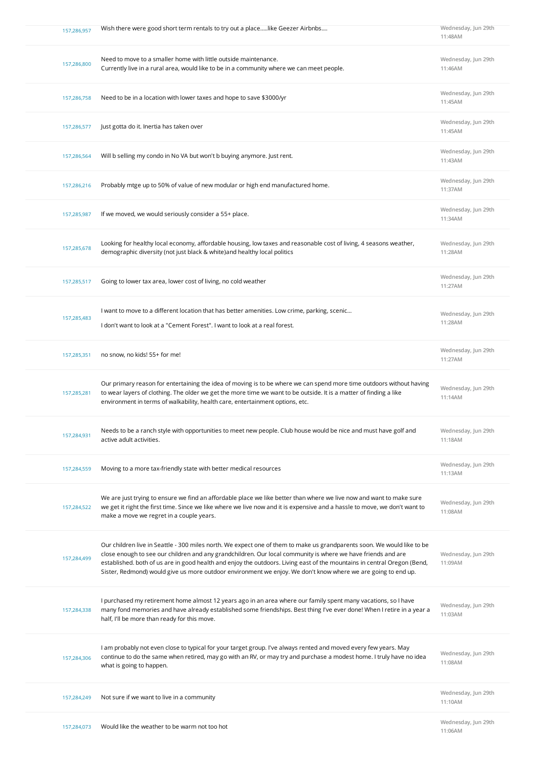| | | |
|---|---|---|
| 157,286,957 | Wish there were good short term rentals to try out a place.....like Geezer Airbnbs.... | Wednesday, Jun 29th 11:48AM |
| 157,286,800 | Need to move to a smaller home with little outside maintenance.<br>Currently live in a rural area, would like to be in a community where we can meet people. | Wednesday, Jun 29th 11:46AM |
| 157,286,758 | Need to be in a location with lower taxes and hope to save $3000/yr | Wednesday, Jun 29th 11:45AM |
| 157,286,577 | Just gotta do it. Inertia has taken over | Wednesday, Jun 29th 11:45AM |
| 157,286,564 | Will b selling my condo in No VA but won't b buying anymore. Just rent. | Wednesday, Jun 29th 11:43AM |
| 157,286,216 | Probably mtge up to 50% of value of new modular or high end manufactured home. | Wednesday, Jun 29th 11:37AM |
| 157,285,987 | If we moved, we would seriously consider a 55+ place. | Wednesday, Jun 29th 11:34AM |
| 157,285,678 | Looking for healthy local economy, affordable housing, low taxes and reasonable cost of living, 4 seasons weather, demographic diversity (not just black & white)and healthy local politics | Wednesday, Jun 29th 11:28AM |
| 157,285,517 | Going to lower tax area, lower cost of living, no cold weather | Wednesday, Jun 29th 11:27AM |
| 157,285,483 | I want to move to a different location that has better amenities. Low crime, parking, scenic...<br>I don't want to look at a "Cement Forest". I want to look at a real forest. | Wednesday, Jun 29th 11:28AM |
| 157,285,351 | no snow, no kids! 55+ for me! | Wednesday, Jun 29th 11:27AM |
| 157,285,281 | Our primary reason for entertaining the idea of moving is to be where we can spend more time outdoors without having to wear layers of clothing. The older we get the more time we want to be outside. It is a matter of finding a like environment in terms of walkability, health care, entertainment options, etc. | Wednesday, Jun 29th 11:14AM |
| 157,284,931 | Needs to be a ranch style with opportunities to meet new people. Club house would be nice and must have golf and active adult activities. | Wednesday, Jun 29th 11:18AM |
| 157,284,559 | Moving to a more tax-friendly state with better medical resources | Wednesday, Jun 29th 11:13AM |
| 157,284,522 | We are just trying to ensure we find an affordable place we like better than where we live now and want to make sure we get it right the first time. Since we like where we live now and it is expensive and a hassle to move, we don't want to make a move we regret in a couple years. | Wednesday, Jun 29th 11:08AM |
| 157,284,499 | Our children live in Seattle - 300 miles north. We expect one of them to make us grandparents soon. We would like to be close enough to see our children and any grandchildren. Our local community is where we have friends and are established. both of us are in good health and enjoy the outdoors. Living east of the mountains in central Oregon (Bend, Sister, Redmond) would give us more outdoor environment we enjoy. We don't know where we are going to end up. | Wednesday, Jun 29th 11:09AM |
| 157,284,338 | I purchased my retirement home almost 12 years ago in an area where our family spent many vacations, so I have many fond memories and have already established some friendships. Best thing I've ever done! When I retire in a year a half, I'll be more than ready for this move. | Wednesday, Jun 29th 11:03AM |
| 157,284,306 | I am probably not even close to typical for your target group. I've always rented and moved every few years. May continue to do the same when retired, may go with an RV, or may try and purchase a modest home. I truly have no idea what is going to happen. | Wednesday, Jun 29th 11:08AM |
| 157,284,249 | Not sure if we want to live in a community | Wednesday, Jun 29th 11:10AM |
| 157,284,073 | Would like the weather to be warm not too hot | Wednesday, Jun 29th 11:06AM |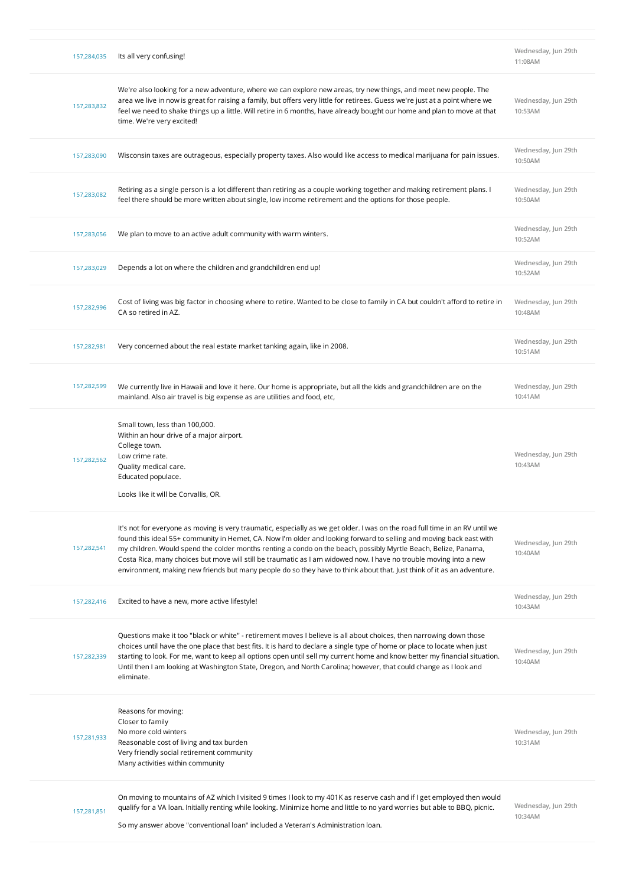| | | |
|---|---|---|
| 157,284,035 | Its all very confusing! | Wednesday, Jun 29th 11:08AM |
| 157,283,832 | We're also looking for a new adventure, where we can explore new areas, try new things, and meet new people. The area we live in now is great for raising a family, but offers very little for retirees. Guess we're just at a point where we feel we need to shake things up a little. Will retire in 6 months, have already bought our home and plan to move at that time. We're very excited! | Wednesday, Jun 29th 10:53AM |
| 157,283,090 | Wisconsin taxes are outrageous, especially property taxes. Also would like access to medical marijuana for pain issues. | Wednesday, Jun 29th 10:50AM |
| 157,283,082 | Retiring as a single person is a lot different than retiring as a couple working together and making retirement plans. I feel there should be more written about single, low income retirement and the options for those people. | Wednesday, Jun 29th 10:50AM |
| 157,283,056 | We plan to move to an active adult community with warm winters. | Wednesday, Jun 29th 10:52AM |
| 157,283,029 | Depends a lot on where the children and grandchildren end up! | Wednesday, Jun 29th 10:52AM |
| 157,282,996 | Cost of living was big factor in choosing where to retire. Wanted to be close to family in CA but couldn't afford to retire in CA so retired in AZ. | Wednesday, Jun 29th 10:48AM |
| 157,282,981 | Very concerned about the real estate market tanking again, like in 2008. | Wednesday, Jun 29th 10:51AM |
| 157,282,599 | We currently live in Hawaii and love it here. Our home is appropriate, but all the kids and grandchildren are on the mainland. Also air travel is big expense as are utilities and food, etc, | Wednesday, Jun 29th 10:41AM |
| 157,282,562 | Small town, less than 100,000.<br>Within an hour drive of a major airport.<br>College town.<br>Low crime rate.<br>Quality medical care.<br>Educated populace.<br><br>Looks like it will be Corvallis, OR. | Wednesday, Jun 29th 10:43AM |
| 157,282,541 | It's not for everyone as moving is very traumatic, especially as we get older. I was on the road full time in an RV until we found this ideal 55+ community in Hemet, CA. Now I'm older and looking forward to selling and moving back east with my children. Would spend the colder months renting a condo on the beach, possibly Myrtle Beach, Belize, Panama, Costa Rica, many choices but move will still be traumatic as I am widowed now. I have no trouble moving into a new environment, making new friends but many people do so they have to think about that. Just think of it as an adventure. | Wednesday, Jun 29th 10:40AM |
| 157,282,416 | Excited to have a new, more active lifestyle! | Wednesday, Jun 29th 10:43AM |
| 157,282,339 | Questions make it too "black or white" - retirement moves I believe is all about choices, then narrowing down those choices until have the one place that best fits. It is hard to declare a single type of home or place to locate when just starting to look. For me, want to keep all options open until sell my current home and know better my financial situation. Until then I am looking at Washington State, Oregon, and North Carolina; however, that could change as I look and eliminate. | Wednesday, Jun 29th 10:40AM |
| 157,281,933 | Reasons for moving:<br>Closer to family<br>No more cold winters<br>Reasonable cost of living and tax burden<br>Very friendly social retirement community<br>Many activities within community | Wednesday, Jun 29th 10:31AM |
| 157,281,851 | On moving to mountains of AZ which I visited 9 times I look to my 401K as reserve cash and if I get employed then would qualify for a VA loan. Initially renting while looking. Minimize home and little to no yard worries but able to BBQ, picnic.<br><br>So my answer above "conventional loan" included a Veteran's Administration loan. | Wednesday, Jun 29th 10:34AM |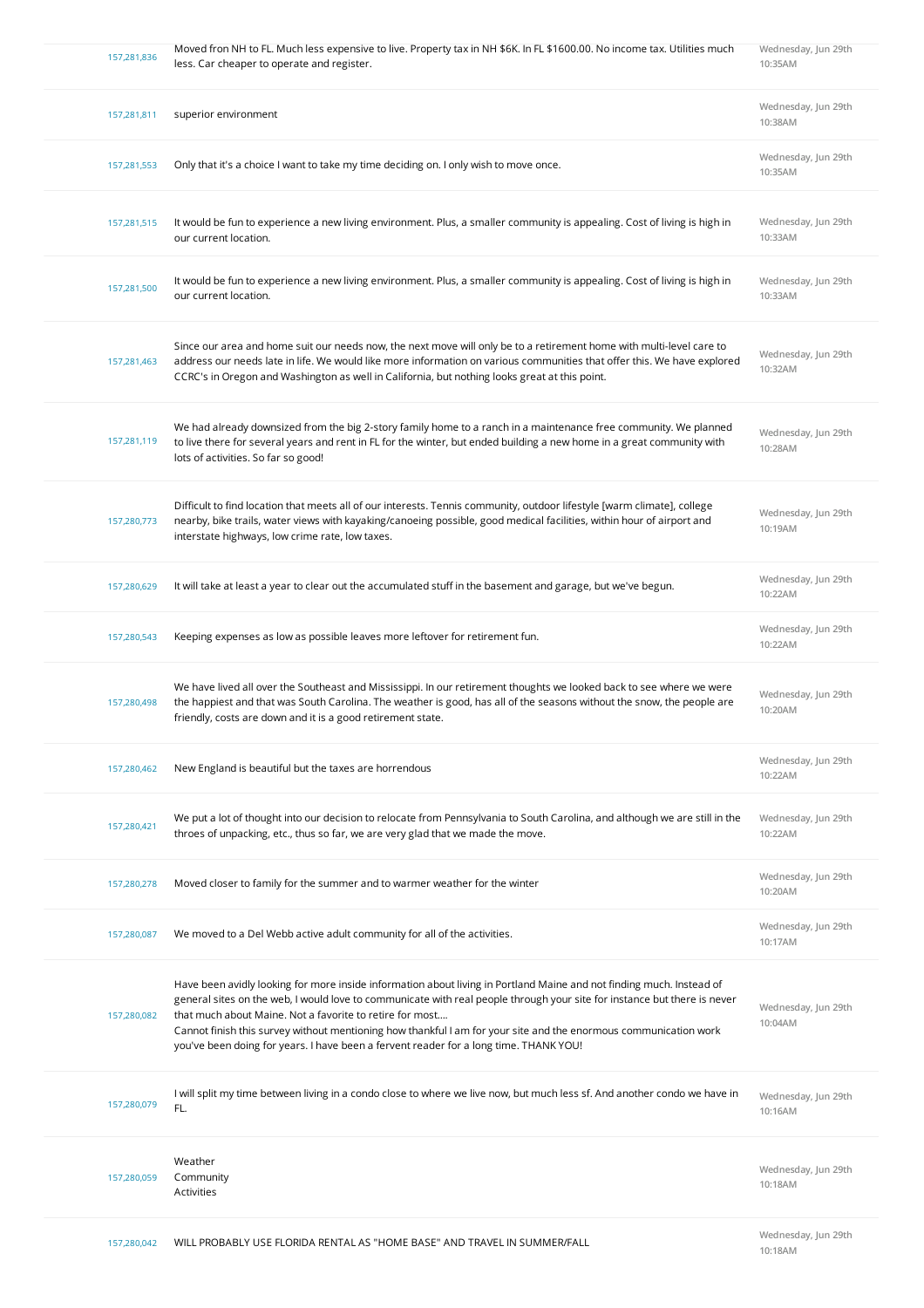| | | |
|---|---|---|
| 157,281,836 | Moved fron NH to FL. Much less expensive to live. Property tax in NH $6K. In FL $1600.00. No income tax. Utilities much less. Car cheaper to operate and register. | Wednesday, Jun 29th 10:35AM |
| 157,281,811 | superior environment | Wednesday, Jun 29th 10:38AM |
| 157,281,553 | Only that it's a choice I want to take my time deciding on. I only wish to move once. | Wednesday, Jun 29th 10:35AM |
| 157,281,515 | It would be fun to experience a new living environment. Plus, a smaller community is appealing. Cost of living is high in our current location. | Wednesday, Jun 29th 10:33AM |
| 157,281,500 | It would be fun to experience a new living environment. Plus, a smaller community is appealing. Cost of living is high in our current location. | Wednesday, Jun 29th 10:33AM |
| 157,281,463 | Since our area and home suit our needs now, the next move will only be to a retirement home with multi-level care to address our needs late in life. We would like more information on various communities that offer this. We have explored CCRC's in Oregon and Washington as well in California, but nothing looks great at this point. | Wednesday, Jun 29th 10:32AM |
| 157,281,119 | We had already downsized from the big 2-story family home to a ranch in a maintenance free community. We planned to live there for several years and rent in FL for the winter, but ended building a new home in a great community with lots of activities. So far so good! | Wednesday, Jun 29th 10:28AM |
| 157,280,773 | Difficult to find location that meets all of our interests. Tennis community, outdoor lifestyle [warm climate], college nearby, bike trails, water views with kayaking/canoeing possible, good medical facilities, within hour of airport and interstate highways, low crime rate, low taxes. | Wednesday, Jun 29th 10:19AM |
| 157,280,629 | It will take at least a year to clear out the accumulated stuff in the basement and garage, but we've begun. | Wednesday, Jun 29th 10:22AM |
| 157,280,543 | Keeping expenses as low as possible leaves more leftover for retirement fun. | Wednesday, Jun 29th 10:22AM |
| 157,280,498 | We have lived all over the Southeast and Mississippi. In our retirement thoughts we looked back to see where we were the happiest and that was South Carolina. The weather is good, has all of the seasons without the snow, the people are friendly, costs are down and it is a good retirement state. | Wednesday, Jun 29th 10:20AM |
| 157,280,462 | New England is beautiful but the taxes are horrendous | Wednesday, Jun 29th 10:22AM |
| 157,280,421 | We put a lot of thought into our decision to relocate from Pennsylvania to South Carolina, and although we are still in the throes of unpacking, etc., thus so far, we are very glad that we made the move. | Wednesday, Jun 29th 10:22AM |
| 157,280,278 | Moved closer to family for the summer and to warmer weather for the winter | Wednesday, Jun 29th 10:20AM |
| 157,280,087 | We moved to a Del Webb active adult community for all of the activities. | Wednesday, Jun 29th 10:17AM |
| 157,280,082 | Have been avidly looking for more inside information about living in Portland Maine and not finding much. Instead of general sites on the web, I would love to communicate with real people through your site for instance but there is never that much about Maine. Not a favorite to retire for most.... Cannot finish this survey without mentioning how thankful I am for your site and the enormous communication work you've been doing for years. I have been a fervent reader for a long time. THANK YOU! | Wednesday, Jun 29th 10:04AM |
| 157,280,079 | I will split my time between living in a condo close to where we live now, but much less sf. And another condo we have in FL. | Wednesday, Jun 29th 10:16AM |
| 157,280,059 | Weather<br>Community<br>Activities | Wednesday, Jun 29th 10:18AM |
| 157,280,042 | WILL PROBABLY USE FLORIDA RENTAL AS "HOME BASE" AND TRAVEL IN SUMMER/FALL | Wednesday, Jun 29th 10:18AM |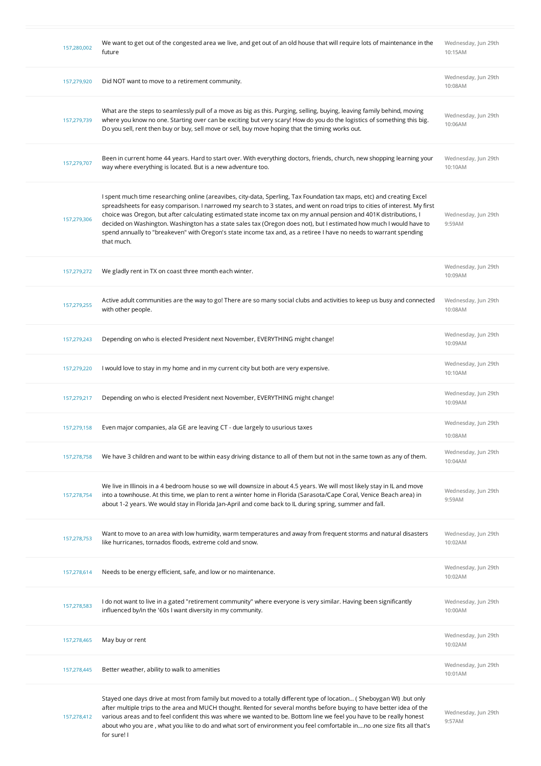| | | |
|---|---|---|
| 157,280,002 | We want to get out of the congested area we live, and get out of an old house that will require lots of maintenance in the future | Wednesday, Jun 29th 10:15AM |
| 157,279,920 | Did NOT want to move to a retirement community. | Wednesday, Jun 29th 10:08AM |
| 157,279,739 | What are the steps to seamlessly pull of a move as big as this. Purging, selling, buying, leaving family behind, moving where you know no one. Starting over can be exciting but very scary! How do you do the logistics of something this big. Do you sell, rent then buy or buy, sell move or sell, buy move hoping that the timing works out. | Wednesday, Jun 29th 10:06AM |
| 157,279,707 | Been in current home 44 years. Hard to start over. With everything doctors, friends, church, new shopping learning your way where everything is located. But is a new adventure too. | Wednesday, Jun 29th 10:10AM |
| 157,279,306 | I spent much time researching online (areavibes, city-data, Sperling, Tax Foundation tax maps, etc) and creating Excel spreadsheets for easy comparison. I narrowed my search to 3 states, and went on road trips to cities of interest. My first choice was Oregon, but after calculating estimated state income tax on my annual pension and 401K distributions, I decided on Washington. Washington has a state sales tax (Oregon does not), but I estimated how much I would have to spend annually to "breakeven" with Oregon's state income tax and, as a retiree I have no needs to warrant spending that much. | Wednesday, Jun 29th 9:59AM |
| 157,279,272 | We gladly rent in TX on coast three month each winter. | Wednesday, Jun 29th 10:09AM |
| 157,279,255 | Active adult communities are the way to go! There are so many social clubs and activities to keep us busy and connected with other people. | Wednesday, Jun 29th 10:08AM |
| 157,279,243 | Depending on who is elected President next November, EVERYTHING might change! | Wednesday, Jun 29th 10:09AM |
| 157,279,220 | I would love to stay in my home and in my current city but both are very expensive. | Wednesday, Jun 29th 10:10AM |
| 157,279,217 | Depending on who is elected President next November, EVERYTHING might change! | Wednesday, Jun 29th 10:09AM |
| 157,279,158 | Even major companies, ala GE are leaving CT - due largely to usurious taxes | Wednesday, Jun 29th 10:08AM |
| 157,278,758 | We have 3 children and want to be within easy driving distance to all of them but not in the same town as any of them. | Wednesday, Jun 29th 10:04AM |
| 157,278,754 | We live in Illinois in a 4 bedroom house so we will downsize in about 4.5 years. We will most likely stay in IL and move into a townhouse. At this time, we plan to rent a winter home in Florida (Sarasota/Cape Coral, Venice Beach area) in about 1-2 years. We would stay in Florida Jan-April and come back to IL during spring, summer and fall. | Wednesday, Jun 29th 9:59AM |
| 157,278,753 | Want to move to an area with low humidity, warm temperatures and away from frequent storms and natural disasters like hurricanes, tornados floods, extreme cold and snow. | Wednesday, Jun 29th 10:02AM |
| 157,278,614 | Needs to be energy efficient, safe, and low or no maintenance. | Wednesday, Jun 29th 10:02AM |
| 157,278,583 | I do not want to live in a gated "retirement community" where everyone is very similar. Having been significantly influenced by/in the '60s I want diversity in my community. | Wednesday, Jun 29th 10:00AM |
| 157,278,465 | May buy or rent | Wednesday, Jun 29th 10:02AM |
| 157,278,445 | Better weather, ability to walk to amenities | Wednesday, Jun 29th 10:01AM |
| 157,278,412 | Stayed one days drive at most from family but moved to a totally different type of location... ( Sheboygan WI) .but only after multiple trips to the area and MUCH thought. Rented for several months before buying to have better idea of the various areas and to feel confident this was where we wanted to be. Bottom line we feel you have to be really honest about who you are , what you like to do and what sort of environment you feel comfortable in....no one size fits all that's for sure! I | Wednesday, Jun 29th 9:57AM |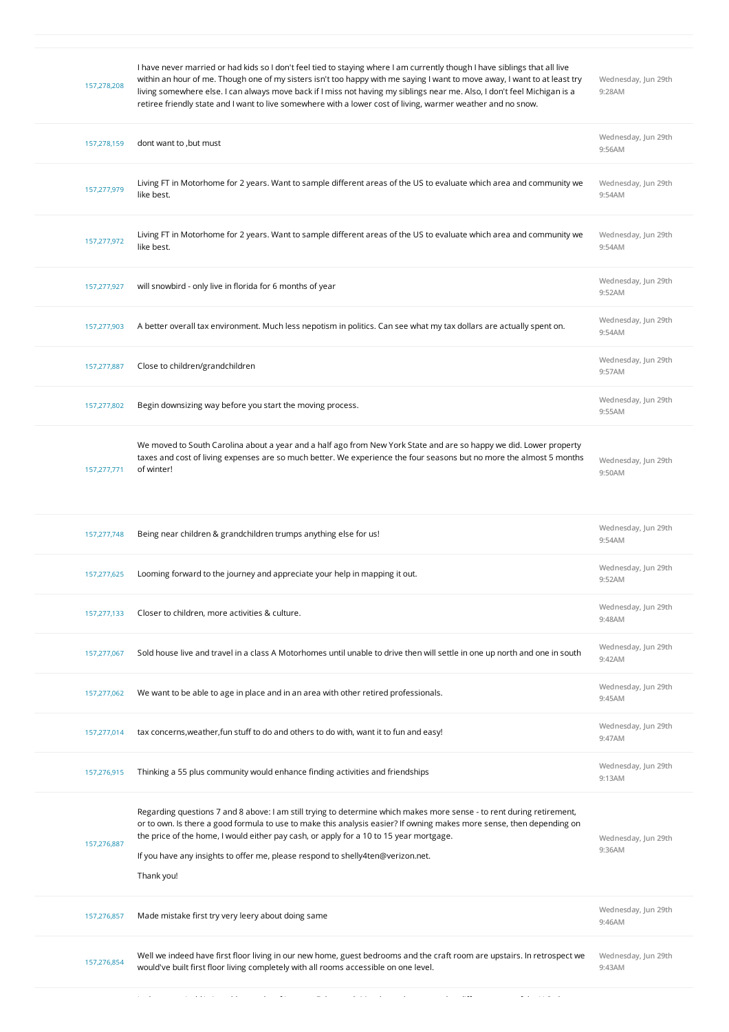| | | |
|---|---|---|
| 157,278,208 | I have never married or had kids so I don't feel tied to staying where I am currently though I have siblings that all live within an hour of me. Though one of my sisters isn't too happy with me saying I want to move away, I want to at least try living somewhere else. I can always move back if I miss not having my siblings near me. Also, I don't feel Michigan is a retiree friendly state and I want to live somewhere with a lower cost of living, warmer weather and no snow. | Wednesday, Jun 29th 9:28AM |
| 157,278,159 | dont want to ,but must | Wednesday, Jun 29th 9:56AM |
| 157,277,979 | Living FT in Motorhome for 2 years. Want to sample different areas of the US to evaluate which area and community we like best. | Wednesday, Jun 29th 9:54AM |
| 157,277,972 | Living FT in Motorhome for 2 years. Want to sample different areas of the US to evaluate which area and community we like best. | Wednesday, Jun 29th 9:54AM |
| 157,277,927 | will snowbird - only live in florida for 6 months of year | Wednesday, Jun 29th 9:52AM |
| 157,277,903 | A better overall tax environment. Much less nepotism in politics. Can see what my tax dollars are actually spent on. | Wednesday, Jun 29th 9:54AM |
| 157,277,887 | Close to children/grandchildren | Wednesday, Jun 29th 9:57AM |
| 157,277,802 | Begin downsizing way before you start the moving process. | Wednesday, Jun 29th 9:55AM |
| 157,277,771 | We moved to South Carolina about a year and a half ago from New York State and are so happy we did. Lower property taxes and cost of living expenses are so much better. We experience the four seasons but no more the almost 5 months of winter! | Wednesday, Jun 29th 9:50AM |
| 157,277,748 | Being near children & grandchildren trumps anything else for us! | Wednesday, Jun 29th 9:54AM |
| 157,277,625 | Looming forward to the journey and appreciate your help in mapping it out. | Wednesday, Jun 29th 9:52AM |
| 157,277,133 | Closer to children, more activities & culture. | Wednesday, Jun 29th 9:48AM |
| 157,277,067 | Sold house live and travel in a class A Motorhomes until unable to drive then will settle in one up north and one in south | Wednesday, Jun 29th 9:42AM |
| 157,277,062 | We want to be able to age in place and in an area with other retired professionals. | Wednesday, Jun 29th 9:45AM |
| 157,277,014 | tax concerns,weather,fun stuff to do and others to do with, want it to fun and easy! | Wednesday, Jun 29th 9:47AM |
| 157,276,915 | Thinking a 55 plus community would enhance finding activities and friendships | Wednesday, Jun 29th 9:13AM |
| 157,276,887 | Regarding questions 7 and 8 above: I am still trying to determine which makes more sense - to rent during retirement, or to own. Is there a good formula to use to make this analysis easier? If owning makes more sense, then depending on the price of the home, I would either pay cash, or apply for a 10 to 15 year mortgage.<br><br>If you have any insights to offer me, please respond to shelly4ten@verizon.net.<br><br>Thank you! | Wednesday, Jun 29th 9:36AM |
| 157,276,857 | Made mistake first try very leery about doing same | Wednesday, Jun 29th 9:46AM |
| 157,276,854 | Well we indeed have first floor living in our new home, guest bedrooms and the craft room are upstairs. In retrospect we would've built first floor living completely with all rooms accessible on one level. | Wednesday, Jun 29th 9:43AM |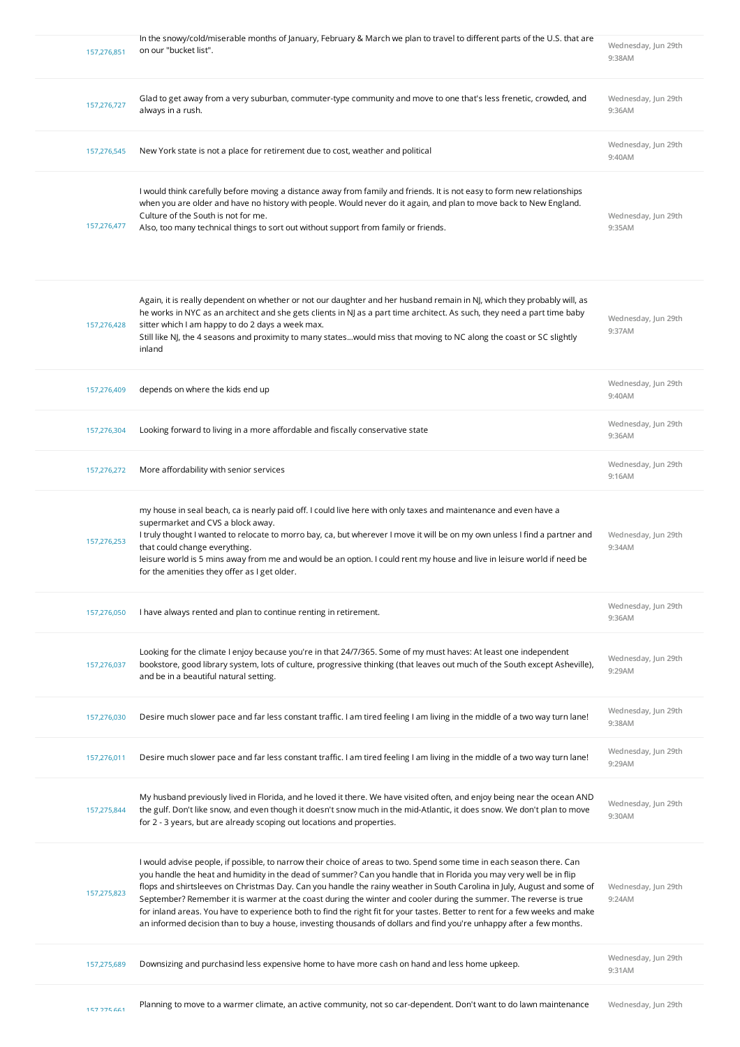| | | |
|---|---|---|
| 157,276,851 | In the snowy/cold/miserable months of January, February & March we plan to travel to different parts of the U.S. that are on our "bucket list". | Wednesday, Jun 29th 9:38AM |
| 157,276,727 | Glad to get away from a very suburban, commuter-type community and move to one that's less frenetic, crowded, and always in a rush. | Wednesday, Jun 29th 9:36AM |
| 157,276,545 | New York state is not a place for retirement due to cost, weather and political | Wednesday, Jun 29th 9:40AM |
| 157,276,477 | I would think carefully before moving a distance away from family and friends. It is not easy to form new relationships when you are older and have no history with people. Would never do it again, and plan to move back to New England. Culture of the South is not for me.<br>Also, too many technical things to sort out without support from family or friends. | Wednesday, Jun 29th 9:35AM |
| 157,276,428 | Again, it is really dependent on whether or not our daughter and her husband remain in NJ, which they probably will, as he works in NYC as an architect and she gets clients in NJ as a part time architect. As such, they need a part time baby sitter which I am happy to do 2 days a week max.<br>Still like NJ, the 4 seasons and proximity to many states...would miss that moving to NC along the coast or SC slightly inland | Wednesday, Jun 29th 9:37AM |
| 157,276,409 | depends on where the kids end up | Wednesday, Jun 29th 9:40AM |
| 157,276,304 | Looking forward to living in a more affordable and fiscally conservative state | Wednesday, Jun 29th 9:36AM |
| 157,276,272 | More affordability with senior services | Wednesday, Jun 29th 9:16AM |
| 157,276,253 | my house in seal beach, ca is nearly paid off. I could live here with only taxes and maintenance and even have a supermarket and CVS a block away.<br>I truly thought I wanted to relocate to morro bay, ca, but wherever I move it will be on my own unless I find a partner and that could change everything.<br>leisure world is 5 mins away from me and would be an option. I could rent my house and live in leisure world if need be for the amenities they offer as I get older. | Wednesday, Jun 29th 9:34AM |
| 157,276,050 | I have always rented and plan to continue renting in retirement. | Wednesday, Jun 29th 9:36AM |
| 157,276,037 | Looking for the climate I enjoy because you're in that 24/7/365. Some of my must haves: At least one independent bookstore, good library system, lots of culture, progressive thinking (that leaves out much of the South except Asheville), and be in a beautiful natural setting. | Wednesday, Jun 29th 9:29AM |
| 157,276,030 | Desire much slower pace and far less constant traffic. I am tired feeling I am living in the middle of a two way turn lane! | Wednesday, Jun 29th 9:38AM |
| 157,276,011 | Desire much slower pace and far less constant traffic. I am tired feeling I am living in the middle of a two way turn lane! | Wednesday, Jun 29th 9:29AM |
| 157,275,844 | My husband previously lived in Florida, and he loved it there. We have visited often, and enjoy being near the ocean AND the gulf. Don't like snow, and even though it doesn't snow much in the mid-Atlantic, it does snow. We don't plan to move for 2 - 3 years, but are already scoping out locations and properties. | Wednesday, Jun 29th 9:30AM |
| 157,275,823 | I would advise people, if possible, to narrow their choice of areas to two. Spend some time in each season there. Can you handle the heat and humidity in the dead of summer? Can you handle that in Florida you may very well be in flip flops and shirtsleeves on Christmas Day. Can you handle the rainy weather in South Carolina in July, August and some of September? Remember it is warmer at the coast during the winter and cooler during the summer. The reverse is true for inland areas. You have to experience both to find the right fit for your tastes. Better to rent for a few weeks and make an informed decision than to buy a house, investing thousands of dollars and find you're unhappy after a few months. | Wednesday, Jun 29th 9:24AM |
| 157,275,689 | Downsizing and purchasind less expensive home to have more cash on hand and less home upkeep. | Wednesday, Jun 29th 9:31AM |
| 157,275,661 | Planning to move to a warmer climate, an active community, not so car-dependent. Don't want to do lawn maintenance | Wednesday, Jun 29th |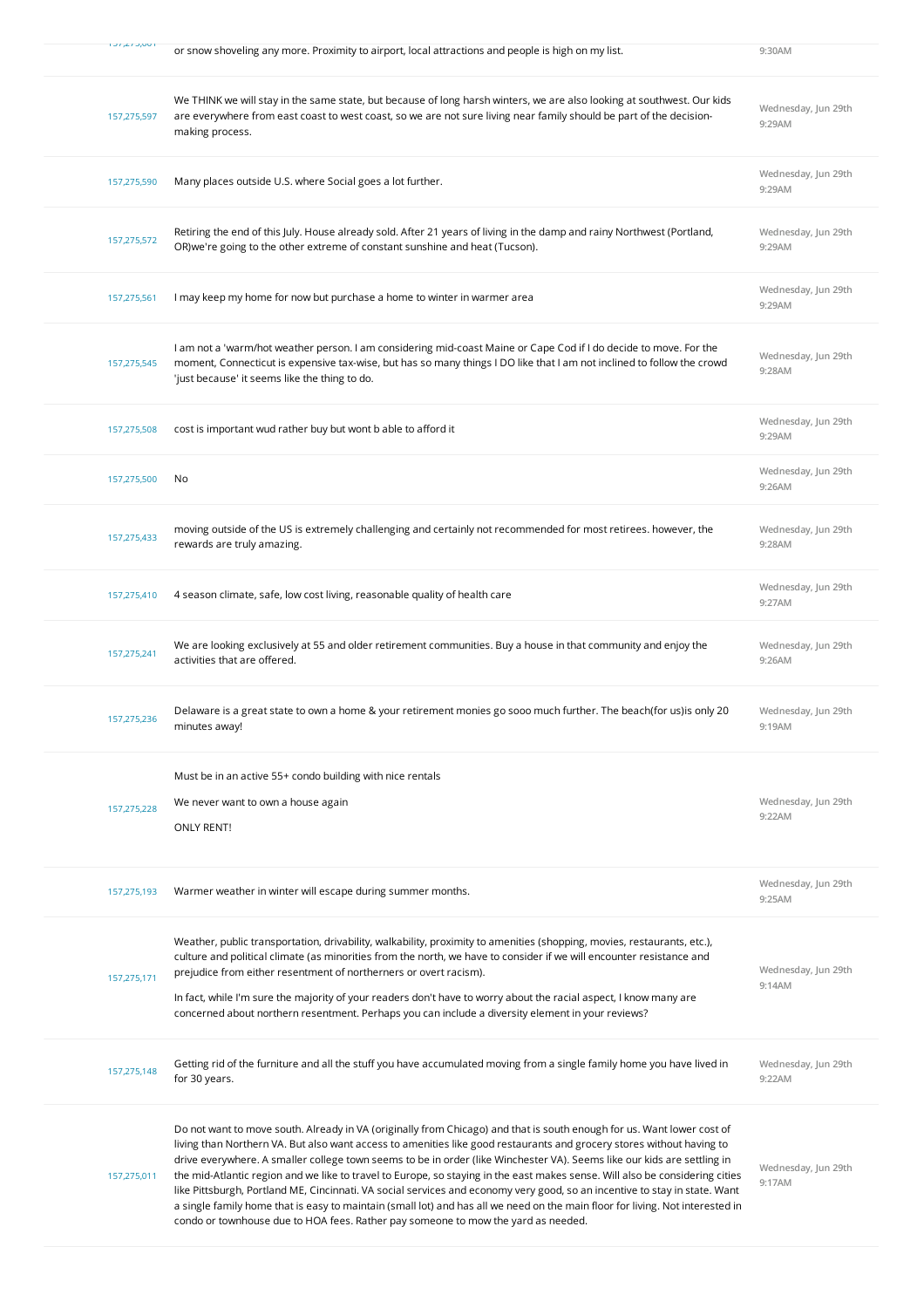| | | |
|---|---|---|
| 157,275,601 | or snow shoveling any more. Proximity to airport, local attractions and people is high on my list. | 9:30AM |
| 157,275,597 | We THINK we will stay in the same state, but because of long harsh winters, we are also looking at southwest. Our kids are everywhere from east coast to west coast, so we are not sure living near family should be part of the decision-making process. | Wednesday, Jun 29th 9:29AM |
| 157,275,590 | Many places outside U.S. where Social goes a lot further. | Wednesday, Jun 29th 9:29AM |
| 157,275,572 | Retiring the end of this July. House already sold. After 21 years of living in the damp and rainy Northwest (Portland, OR)we're going to the other extreme of constant sunshine and heat (Tucson). | Wednesday, Jun 29th 9:29AM |
| 157,275,561 | I may keep my home for now but purchase a home to winter in warmer area | Wednesday, Jun 29th 9:29AM |
| 157,275,545 | I am not a 'warm/hot weather person. I am considering mid-coast Maine or Cape Cod if I do decide to move. For the moment, Connecticut is expensive tax-wise, but has so many things I DO like that I am not inclined to follow the crowd 'just because' it seems like the thing to do. | Wednesday, Jun 29th 9:28AM |
| 157,275,508 | cost is important wud rather buy but wont b able to afford it | Wednesday, Jun 29th 9:29AM |
| 157,275,500 | No | Wednesday, Jun 29th 9:26AM |
| 157,275,433 | moving outside of the US is extremely challenging and certainly not recommended for most retirees. however, the rewards are truly amazing. | Wednesday, Jun 29th 9:28AM |
| 157,275,410 | 4 season climate, safe, low cost living, reasonable quality of health care | Wednesday, Jun 29th 9:27AM |
| 157,275,241 | We are looking exclusively at 55 and older retirement communities. Buy a house in that community and enjoy the activities that are offered. | Wednesday, Jun 29th 9:26AM |
| 157,275,236 | Delaware is a great state to own a home & your retirement monies go sooo much further. The beach(for us)is only 20 minutes away! | Wednesday, Jun 29th 9:19AM |
| 157,275,228 | Must be in an active 55+ condo building with nice rentals<br><br>We never want to own a house again<br><br>ONLY RENT! | Wednesday, Jun 29th 9:22AM |
| 157,275,193 | Warmer weather in winter will escape during summer months. | Wednesday, Jun 29th 9:25AM |
| 157,275,171 | Weather, public transportation, drivability, walkability, proximity to amenities (shopping, movies, restaurants, etc.), culture and political climate (as minorities from the north, we have to consider if we will encounter resistance and prejudice from either resentment of northerners or overt racism).<br><br>In fact, while I'm sure the majority of your readers don't have to worry about the racial aspect, I know many are concerned about northern resentment. Perhaps you can include a diversity element in your reviews? | Wednesday, Jun 29th 9:14AM |
| 157,275,148 | Getting rid of the furniture and all the stuff you have accumulated moving from a single family home you have lived in for 30 years. | Wednesday, Jun 29th 9:22AM |
| 157,275,011 | Do not want to move south. Already in VA (originally from Chicago) and that is south enough for us. Want lower cost of living than Northern VA. But also want access to amenities like good restaurants and grocery stores without having to drive everywhere. A smaller college town seems to be in order (like Winchester VA). Seems like our kids are settling in the mid-Atlantic region and we like to travel to Europe, so staying in the east makes sense. Will also be considering cities like Pittsburgh, Portland ME, Cincinnati. VA social services and economy very good, so an incentive to stay in state. Want a single family home that is easy to maintain (small lot) and has all we need on the main floor for living. Not interested in condo or townhouse due to HOA fees. Rather pay someone to mow the yard as needed. | Wednesday, Jun 29th 9:17AM |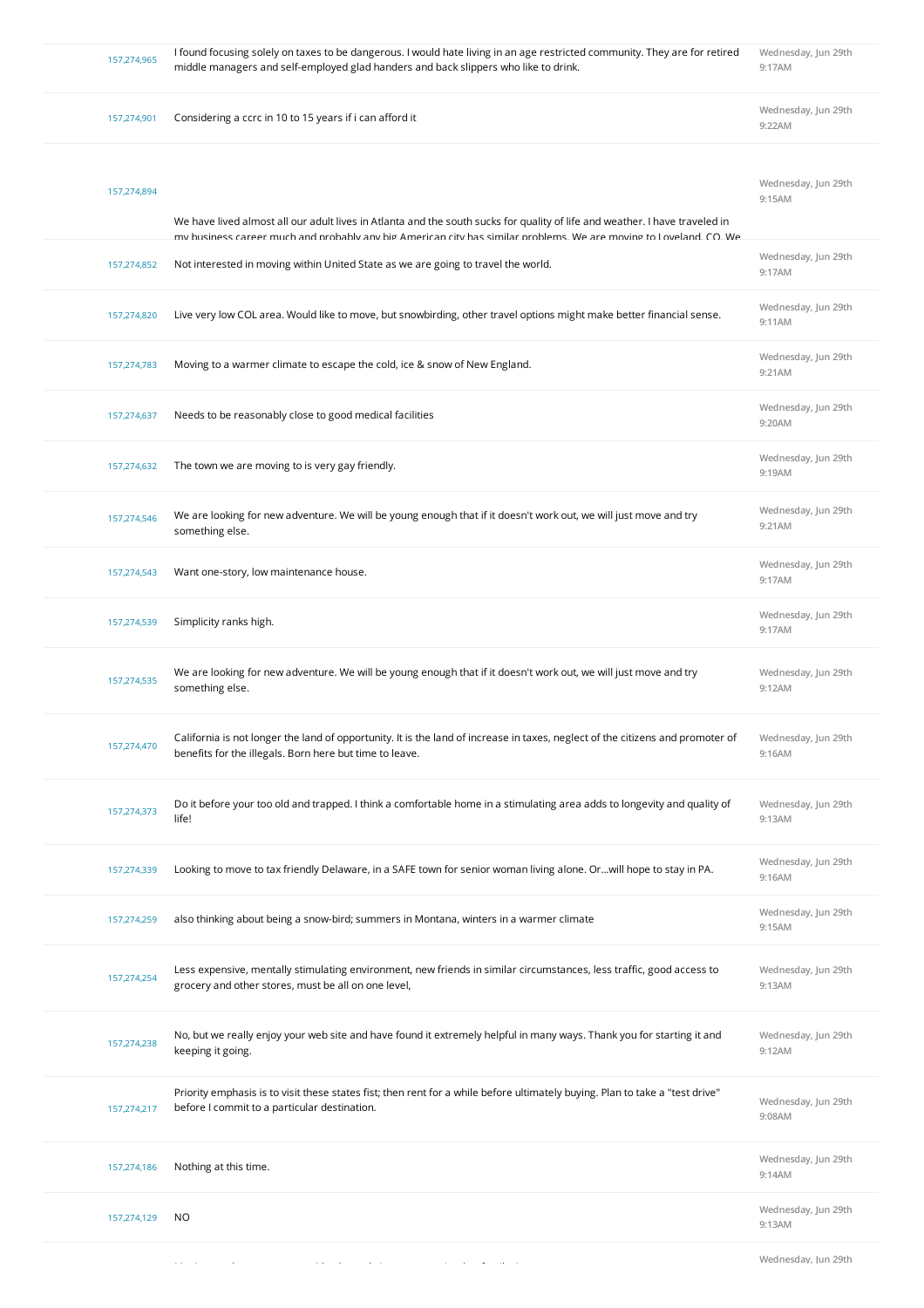| | | |
|---|---|---|
| 157,274,965 | I found focusing solely on taxes to be dangerous. I would hate living in an age restricted community. They are for retired middle managers and self-employed glad handers and back slippers who like to drink. | Wednesday, Jun 29th 9:17AM |
| 157,274,901 | Considering a ccrc in 10 to 15 years if i can afford it | Wednesday, Jun 29th 9:22AM |
| 157,274,894 | We have lived almost all our adult lives in Atlanta and the south sucks for quality of life and weather. I have traveled in my business career much and probably any big American city has similar problems. We are moving to Loveland, CO. We | Wednesday, Jun 29th 9:15AM |
| 157,274,852 | Not interested in moving within United State as we are going to travel the world. | Wednesday, Jun 29th 9:17AM |
| 157,274,820 | Live very low COL area. Would like to move, but snowbirding, other travel options might make better financial sense. | Wednesday, Jun 29th 9:11AM |
| 157,274,783 | Moving to a warmer climate to escape the cold, ice & snow of New England. | Wednesday, Jun 29th 9:21AM |
| 157,274,637 | Needs to be reasonably close to good medical facilities | Wednesday, Jun 29th 9:20AM |
| 157,274,632 | The town we are moving to is very gay friendly. | Wednesday, Jun 29th 9:19AM |
| 157,274,546 | We are looking for new adventure. We will be young enough that if it doesn't work out, we will just move and try something else. | Wednesday, Jun 29th 9:21AM |
| 157,274,543 | Want one-story, low maintenance house. | Wednesday, Jun 29th 9:17AM |
| 157,274,539 | Simplicity ranks high. | Wednesday, Jun 29th 9:17AM |
| 157,274,535 | We are looking for new adventure. We will be young enough that if it doesn't work out, we will just move and try something else. | Wednesday, Jun 29th 9:12AM |
| 157,274,470 | California is not longer the land of opportunity. It is the land of increase in taxes, neglect of the citizens and promoter of benefits for the illegals. Born here but time to leave. | Wednesday, Jun 29th 9:16AM |
| 157,274,373 | Do it before your too old and trapped. I think a comfortable home in a stimulating area adds to longevity and quality of life! | Wednesday, Jun 29th 9:13AM |
| 157,274,339 | Looking to move to tax friendly Delaware, in a SAFE town for senior woman living alone. Or...will hope to stay in PA. | Wednesday, Jun 29th 9:16AM |
| 157,274,259 | also thinking about being a snow-bird; summers in Montana, winters in a warmer climate | Wednesday, Jun 29th 9:15AM |
| 157,274,254 | Less expensive, mentally stimulating environment, new friends in similar circumstances, less traffic, good access to grocery and other stores, must be all on one level, | Wednesday, Jun 29th 9:13AM |
| 157,274,238 | No, but we really enjoy your web site and have found it extremely helpful in many ways. Thank you for starting it and keeping it going. | Wednesday, Jun 29th 9:12AM |
| 157,274,217 | Priority emphasis is to visit these states fist; then rent for a while before ultimately buying. Plan to take a "test drive" before I commit to a particular destination. | Wednesday, Jun 29th 9:08AM |
| 157,274,186 | Nothing at this time. | Wednesday, Jun 29th 9:14AM |
| 157,274,129 | NO | Wednesday, Jun 29th 9:13AM |
| | | Wednesday, Jun 29th |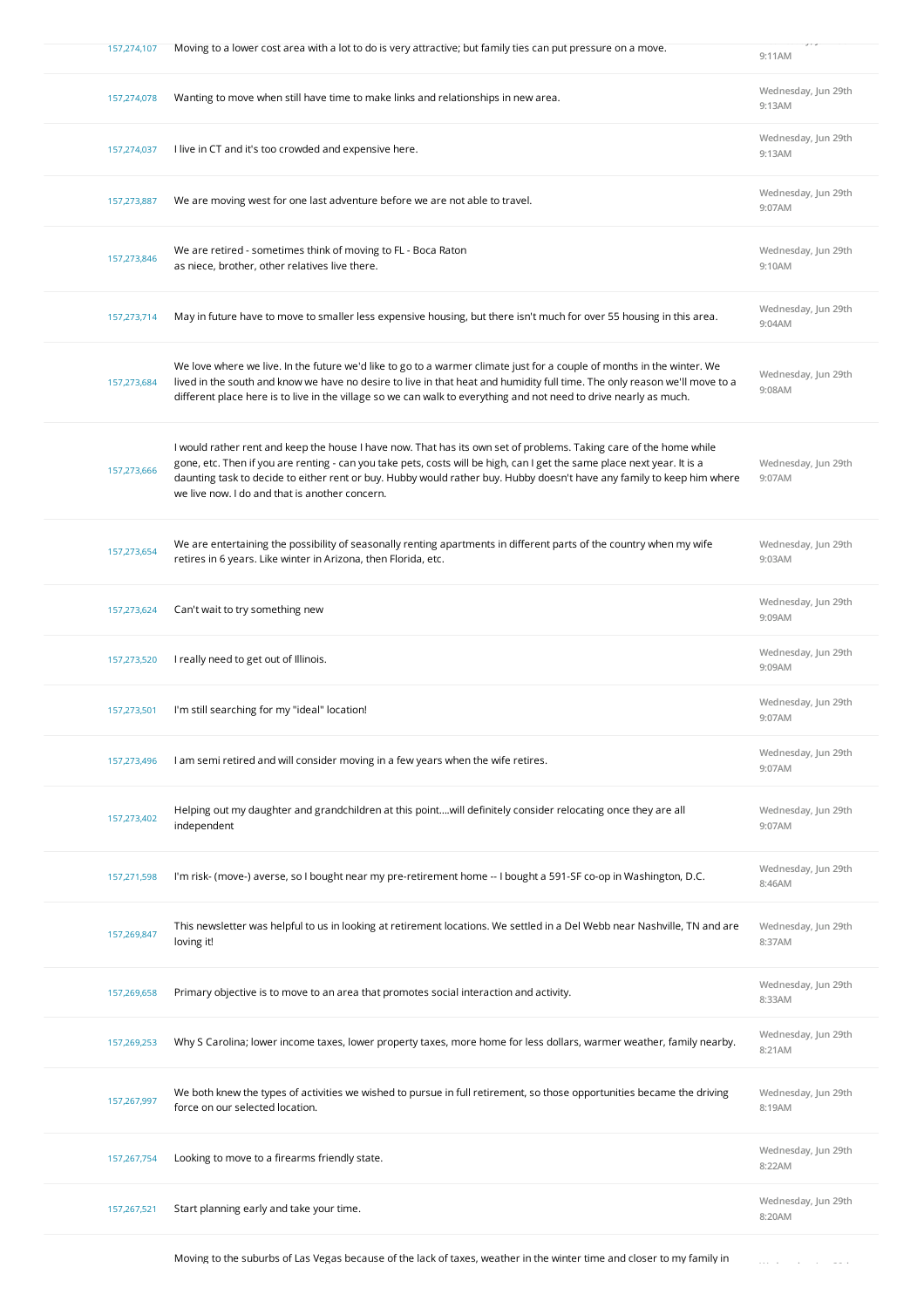| | | |
|---|---|---|
| 157,274,107 | Moving to a lower cost area with a lot to do is very attractive; but family ties can put pressure on a move. | 9:11AM |
| 157,274,078 | Wanting to move when still have time to make links and relationships in new area. | Wednesday, Jun 29th 9:13AM |
| 157,274,037 | I live in CT and it's too crowded and expensive here. | Wednesday, Jun 29th 9:13AM |
| 157,273,887 | We are moving west for one last adventure before we are not able to travel. | Wednesday, Jun 29th 9:07AM |
| 157,273,846 | We are retired - sometimes think of moving to FL - Boca Raton as niece, brother, other relatives live there. | Wednesday, Jun 29th 9:10AM |
| 157,273,714 | May in future have to move to smaller less expensive housing, but there isn't much for over 55 housing in this area. | Wednesday, Jun 29th 9:04AM |
| 157,273,684 | We love where we live. In the future we'd like to go to a warmer climate just for a couple of months in the winter. We lived in the south and know we have no desire to live in that heat and humidity full time. The only reason we'll move to a different place here is to live in the village so we can walk to everything and not need to drive nearly as much. | Wednesday, Jun 29th 9:08AM |
| 157,273,666 | I would rather rent and keep the house I have now. That has its own set of problems. Taking care of the home while gone, etc. Then if you are renting - can you take pets, costs will be high, can I get the same place next year. It is a daunting task to decide to either rent or buy. Hubby would rather buy. Hubby doesn't have any family to keep him where we live now. I do and that is another concern. | Wednesday, Jun 29th 9:07AM |
| 157,273,654 | We are entertaining the possibility of seasonally renting apartments in different parts of the country when my wife retires in 6 years. Like winter in Arizona, then Florida, etc. | Wednesday, Jun 29th 9:03AM |
| 157,273,624 | Can't wait to try something new | Wednesday, Jun 29th 9:09AM |
| 157,273,520 | I really need to get out of Illinois. | Wednesday, Jun 29th 9:09AM |
| 157,273,501 | I'm still searching for my "ideal" location! | Wednesday, Jun 29th 9:07AM |
| 157,273,496 | I am semi retired and will consider moving in a few years when the wife retires. | Wednesday, Jun 29th 9:07AM |
| 157,273,402 | Helping out my daughter and grandchildren at this point....will definitely consider relocating once they are all independent | Wednesday, Jun 29th 9:07AM |
| 157,271,598 | I'm risk- (move-) averse, so I bought near my pre-retirement home -- I bought a 591-SF co-op in Washington, D.C. | Wednesday, Jun 29th 8:46AM |
| 157,269,847 | This newsletter was helpful to us in looking at retirement locations. We settled in a Del Webb near Nashville, TN and are loving it! | Wednesday, Jun 29th 8:37AM |
| 157,269,658 | Primary objective is to move to an area that promotes social interaction and activity. | Wednesday, Jun 29th 8:33AM |
| 157,269,253 | Why S Carolina; lower income taxes, lower property taxes, more home for less dollars, warmer weather, family nearby. | Wednesday, Jun 29th 8:21AM |
| 157,267,997 | We both knew the types of activities we wished to pursue in full retirement, so those opportunities became the driving force on our selected location. | Wednesday, Jun 29th 8:19AM |
| 157,267,754 | Looking to move to a firearms friendly state. | Wednesday, Jun 29th 8:22AM |
| 157,267,521 | Start planning early and take your time. | Wednesday, Jun 29th 8:20AM |
| | Moving to the suburbs of Las Vegas because of the lack of taxes, weather in the winter time and closer to my family in | |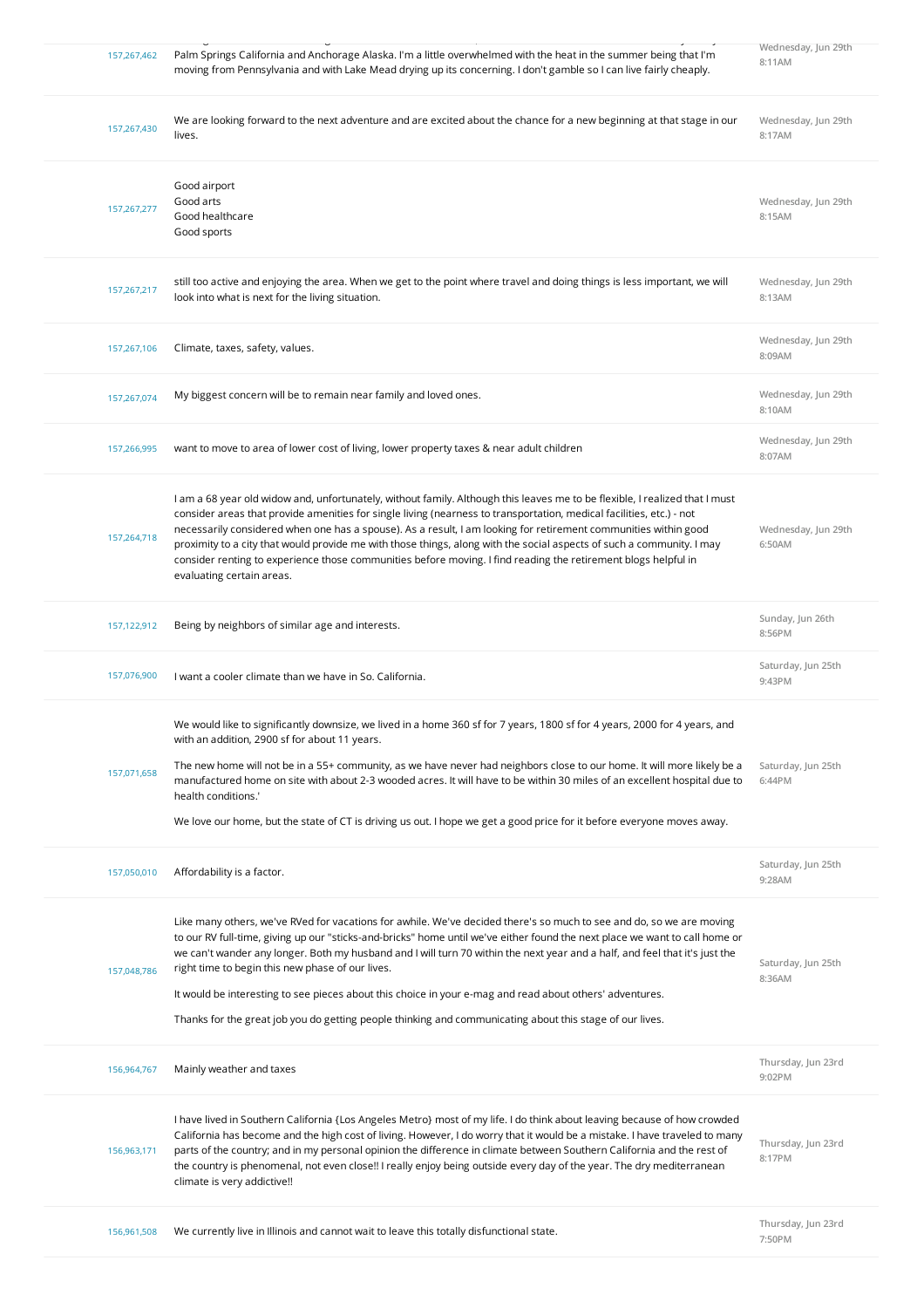| | | |
|---|---|---|
| 157,267,462 | Palm Springs California and Anchorage Alaska. I'm a little overwhelmed with the heat in the summer being that I'm moving from Pennsylvania and with Lake Mead drying up its concerning. I don't gamble so I can live fairly cheaply. | Wednesday, Jun 29th 8:11AM |
| 157,267,430 | We are looking forward to the next adventure and are excited about the chance for a new beginning at that stage in our lives. | Wednesday, Jun 29th 8:17AM |
| 157,267,277 | Good airport<br>Good arts<br>Good healthcare<br>Good sports | Wednesday, Jun 29th 8:15AM |
| 157,267,217 | still too active and enjoying the area. When we get to the point where travel and doing things is less important, we will look into what is next for the living situation. | Wednesday, Jun 29th 8:13AM |
| 157,267,106 | Climate, taxes, safety, values. | Wednesday, Jun 29th 8:09AM |
| 157,267,074 | My biggest concern will be to remain near family and loved ones. | Wednesday, Jun 29th 8:10AM |
| 157,266,995 | want to move to area of lower cost of living, lower property taxes & near adult children | Wednesday, Jun 29th 8:07AM |
| 157,264,718 | I am a 68 year old widow and, unfortunately, without family. Although this leaves me to be flexible, I realized that I must consider areas that provide amenities for single living (nearness to transportation, medical facilities, etc.) - not necessarily considered when one has a spouse). As a result, I am looking for retirement communities within good proximity to a city that would provide me with those things, along with the social aspects of such a community. I may consider renting to experience those communities before moving. I find reading the retirement blogs helpful in evaluating certain areas. | Wednesday, Jun 29th 6:50AM |
| 157,122,912 | Being by neighbors of similar age and interests. | Sunday, Jun 26th 8:56PM |
| 157,076,900 | I want a cooler climate than we have in So. California. | Saturday, Jun 25th 9:43PM |
| 157,071,658 | We would like to significantly downsize, we lived in a home 360 sf for 7 years, 1800 sf for 4 years, 2000 for 4 years, and with an addition, 2900 sf for about 11 years.<br><br>The new home will not be in a 55+ community, as we have never had neighbors close to our home. It will more likely be a manufactured home on site with about 2-3 wooded acres. It will have to be within 30 miles of an excellent hospital due to health conditions.'<br><br>We love our home, but the state of CT is driving us out. I hope we get a good price for it before everyone moves away. | Saturday, Jun 25th 6:44PM |
| 157,050,010 | Affordability is a factor. | Saturday, Jun 25th 9:28AM |
| 157,048,786 | Like many others, we've RVed for vacations for awhile. We've decided there's so much to see and do, so we are moving to our RV full-time, giving up our "sticks-and-bricks" home until we've either found the next place we want to call home or we can't wander any longer. Both my husband and I will turn 70 within the next year and a half, and feel that it's just the right time to begin this new phase of our lives.<br><br>It would be interesting to see pieces about this choice in your e-mag and read about others' adventures.<br><br>Thanks for the great job you do getting people thinking and communicating about this stage of our lives. | Saturday, Jun 25th 8:36AM |
| 156,964,767 | Mainly weather and taxes | Thursday, Jun 23rd 9:02PM |
| 156,963,171 | I have lived in Southern California {Los Angeles Metro} most of my life. I do think about leaving because of how crowded California has become and the high cost of living. However, I do worry that it would be a mistake. I have traveled to many parts of the country; and in my personal opinion the difference in climate between Southern California and the rest of the country is phenomenal, not even close!! I really enjoy being outside every day of the year. The dry mediterranean climate is very addictive!! | Thursday, Jun 23rd 8:17PM |
| 156,961,508 | We currently live in Illinois and cannot wait to leave this totally disfunctional state. | Thursday, Jun 23rd 7:50PM |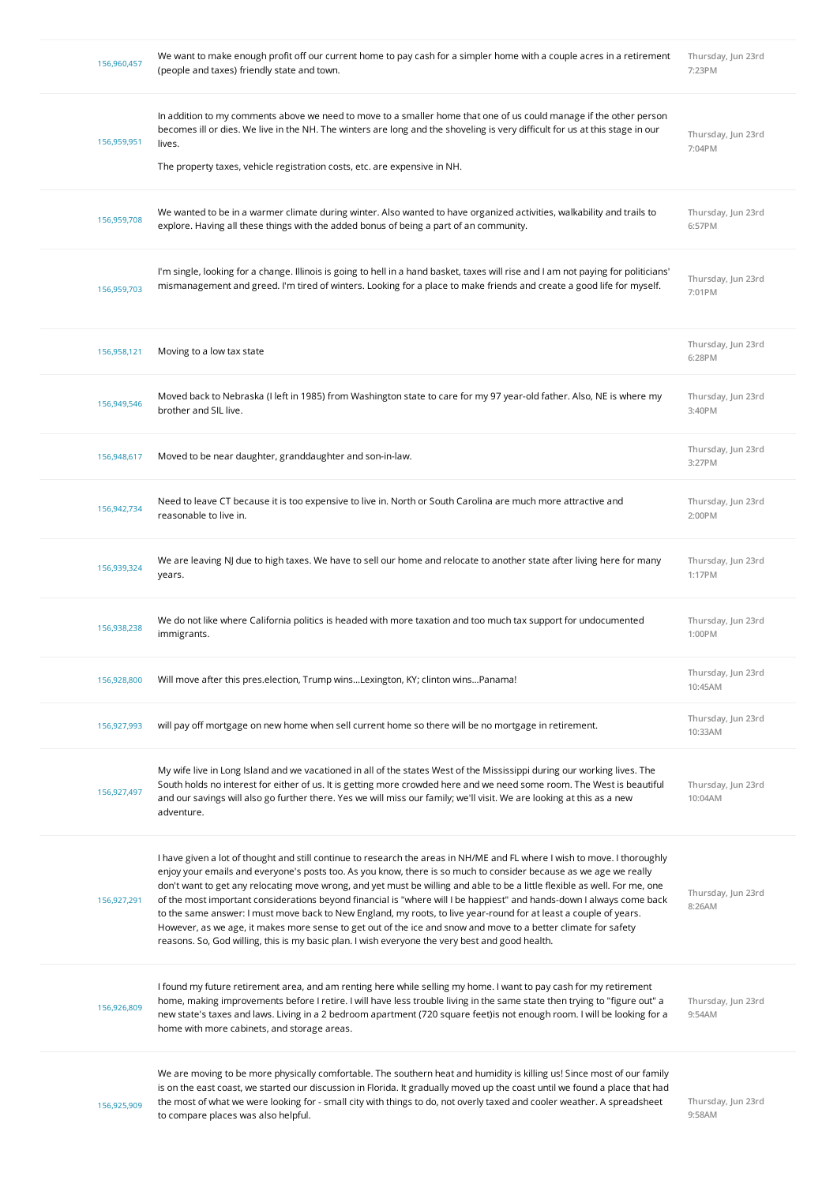| | | |
|---|---|---|
| 156,960,457 | We want to make enough profit off our current home to pay cash for a simpler home with a couple acres in a retirement (people and taxes) friendly state and town. | Thursday, Jun 23rd 7:23PM |
| 156,959,951 | In addition to my comments above we need to move to a smaller home that one of us could manage if the other person becomes ill or dies. We live in the NH. The winters are long and the shoveling is very difficult for us at this stage in our lives.<br><br>The property taxes, vehicle registration costs, etc. are expensive in NH. | Thursday, Jun 23rd 7:04PM |
| 156,959,708 | We wanted to be in a warmer climate during winter. Also wanted to have organized activities, walkability and trails to explore. Having all these things with the added bonus of being a part of an community. | Thursday, Jun 23rd 6:57PM |
| 156,959,703 | I'm single, looking for a change. Illinois is going to hell in a hand basket, taxes will rise and I am not paying for politicians' mismanagement and greed. I'm tired of winters. Looking for a place to make friends and create a good life for myself. | Thursday, Jun 23rd 7:01PM |
| 156,958,121 | Moving to a low tax state | Thursday, Jun 23rd 6:28PM |
| 156,949,546 | Moved back to Nebraska (I left in 1985) from Washington state to care for my 97 year-old father. Also, NE is where my brother and SIL live. | Thursday, Jun 23rd 3:40PM |
| 156,948,617 | Moved to be near daughter, granddaughter and son-in-law. | Thursday, Jun 23rd 3:27PM |
| 156,942,734 | Need to leave CT because it is too expensive to live in. North or South Carolina are much more attractive and reasonable to live in. | Thursday, Jun 23rd 2:00PM |
| 156,939,324 | We are leaving NJ due to high taxes. We have to sell our home and relocate to another state after living here for many years. | Thursday, Jun 23rd 1:17PM |
| 156,938,238 | We do not like where California politics is headed with more taxation and too much tax support for undocumented immigrants. | Thursday, Jun 23rd 1:00PM |
| 156,928,800 | Will move after this pres.election, Trump wins...Lexington, KY; clinton wins...Panama! | Thursday, Jun 23rd 10:45AM |
| 156,927,993 | will pay off mortgage on new home when sell current home so there will be no mortgage in retirement. | Thursday, Jun 23rd 10:33AM |
| 156,927,497 | My wife live in Long Island and we vacationed in all of the states West of the Mississippi during our working lives. The South holds no interest for either of us. It is getting more crowded here and we need some room. The West is beautiful and our savings will also go further there. Yes we will miss our family; we'll visit. We are looking at this as a new adventure. | Thursday, Jun 23rd 10:04AM |
| 156,927,291 | I have given a lot of thought and still continue to research the areas in NH/ME and FL where I wish to move. I thoroughly enjoy your emails and everyone's posts too. As you know, there is so much to consider because as we age we really don't want to get any relocating move wrong, and yet must be willing and able to be a little flexible as well. For me, one of the most important considerations beyond financial is "where will I be happiest" and hands-down I always come back to the same answer: I must move back to New England, my roots, to live year-round for at least a couple of years. However, as we age, it makes more sense to get out of the ice and snow and move to a better climate for safety reasons. So, God willing, this is my basic plan. I wish everyone the very best and good health. | Thursday, Jun 23rd 8:26AM |
| 156,926,809 | I found my future retirement area, and am renting here while selling my home. I want to pay cash for my retirement home, making improvements before I retire. I will have less trouble living in the same state then trying to "figure out" a new state's taxes and laws. Living in a 2 bedroom apartment (720 square feet)is not enough room. I will be looking for a home with more cabinets, and storage areas. | Thursday, Jun 23rd 9:54AM |
| 156,925,909 | We are moving to be more physically comfortable. The southern heat and humidity is killing us! Since most of our family is on the east coast, we started our discussion in Florida. It gradually moved up the coast until we found a place that had the most of what we were looking for - small city with things to do, not overly taxed and cooler weather. A spreadsheet to compare places was also helpful. | Thursday, Jun 23rd 9:58AM |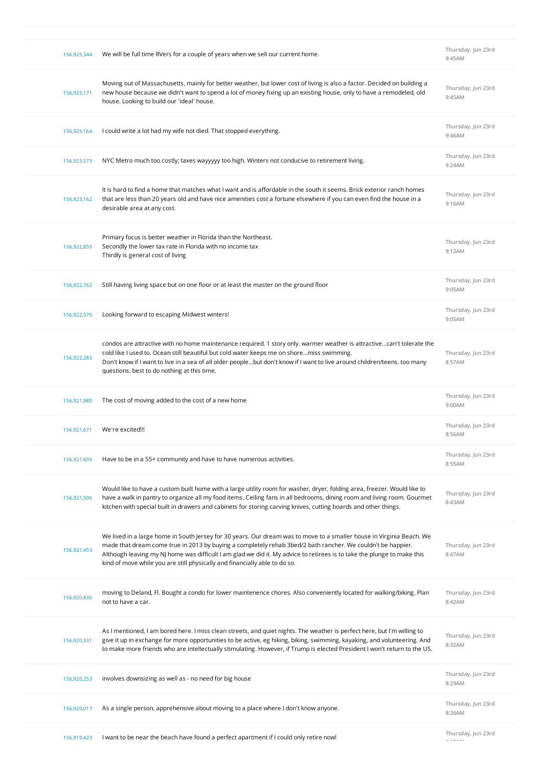| | | |
|---|---|---|
| 156,925,344 | We will be full time RVers for a couple of years when we sell our current home. | Thursday, Jun 23rd 9:45AM |
| 156,925,171 | Moving out of Massachusetts, mainly for better weather, but lower cost of living is also a factor. Decided on building a new house because we didn't want to spend a lot of money fixing up an existing house, only to have a remodeled, old house. Looking to build our 'ideal' house. | Thursday, Jun 23rd 9:45AM |
| 156,925,164 | I could write a lot had my wife not died. That stopped everything. | Thursday, Jun 23rd 9:46AM |
| 156,923,573 | NYC Metro much too costly; taxes wayyyyy too high. Winters not conducive to retirement living. | Thursday, Jun 23rd 9:24AM |
| 156,923,162 | It is hard to find a home that matches what I want and is affordable in the south it seems. Brick exterior ranch homes that are less than 20 years old and have nice amenities cost a fortune elsewhere if you can even find the house in a desirable area at any cost. | Thursday, Jun 23rd 9:16AM |
| 156,922,855 | Primary focus is better weather in Florida than the Northeast.<br>Secondly the lower tax rate in Florida with no income tax<br>Thirdly is general cost of living | Thursday, Jun 23rd 9:12AM |
| 156,922,762 | Still having living space but on one floor or at least the master on the ground floor | Thursday, Jun 23rd 9:05AM |
| 156,922,570 | Looking forward to escaping Midwest winters! | Thursday, Jun 23rd 9:05AM |
| 156,922,283 | condos are attractive with no home maintenance required. 1 story only. warmer weather is attractive...can't tolerate the cold like I used to. Ocean still beautiful but cold water keeps me on shore...miss swimming.<br>Don't know if I want to live in a sea of all older people...but don't know if I want to live around children/teens. too many questions. best to do nothing at this time. | Thursday, Jun 23rd 8:57AM |
| 156,921,980 | The cost of moving added to the cost of a new home | Thursday, Jun 23rd 9:00AM |
| 156,921,671 | We're excited!!! | Thursday, Jun 23rd 8:56AM |
| 156,921,609 | Have to be in a 55+ community and have to have numerous activities. | Thursday, Jun 23rd 8:55AM |
| 156,921,506 | Would like to have a custom built home with a large utility room for washer, dryer, folding area, freezer. Would like to have a walk in pantry to organize all my food items. Ceiling fans in all bedrooms, dining room and living room. Gourmet kitchen with special built in drawers and cabinets for storing carving knives, cutting boards and other things. | Thursday, Jun 23rd 8:43AM |
| 156,921,453 | We lived in a large home in South Jersey for 30 years. Our dream was to move to a smaller house in Virginia Beach. We made that dream come true in 2013 by buying a completely rehab 3bed/2 bath rancher. We couldn't be happier. Although leaving my NJ home was difficult I am glad we did it. My advice to retirees is to take the plunge to make this kind of move while you are still physically and financially able to do so. | Thursday, Jun 23rd 8:47AM |
| 156,920,836 | moving to Deland, Fl. Bought a condo for lower maintenence chores. Also conveniently located for walking/biking. Plan not to have a car. | Thursday, Jun 23rd 8:42AM |
| 156,920,331 | As I mentioned, I am bored here. I miss clean streets, and quiet nights. The weather is perfect here, but I'm willing to give it up in exchange for more opportunities to be active, eg hiking, biking, swimming, kayaking, and volunteering. And to make more friends who are intellectually stimulating. However, if Trump is elected President I won't return to the US. | Thursday, Jun 23rd 8:32AM |
| 156,920,253 | involves downsizing as well as - no need for big house | Thursday, Jun 23rd 8:29AM |
| 156,920,017 | As a single person, apprehensive about moving to a place where I don't know anyone. | Thursday, Jun 23rd 8:26AM |
| 156,919,423 | I want to be near the beach have found a perfect apartment if I could only retire now! | Thursday, Jun 23rd |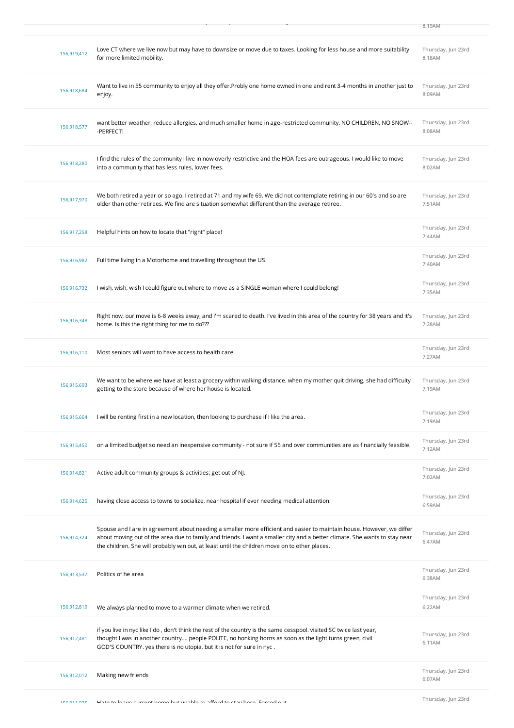| | | 8:19AM |
|---|---|---|
| 156,919,412 | Love CT where we live now but may have to downsize or move due to taxes. Looking for less house and more suitability for more limited mobility. | Thursday, Jun 23rd 8:18AM |
| 156,918,684 | Want to live in 55 community to enjoy all they offer.Probly one home owned in one and rent 3-4 months in another just to enjoy. | Thursday, Jun 23rd 8:09AM |
| 156,918,577 | want better weather, reduce allergies, and much smaller home in age-restricted community. NO CHILDREN, NO SNOW---PERFECT! | Thursday, Jun 23rd 8:08AM |
| 156,918,280 | I find the rules of the community I live in now overly restrictive and the HOA fees are outrageous. I would like to move into a community that has less rules, lower fees. | Thursday, Jun 23rd 8:02AM |
| 156,917,970 | We both retired a year or so ago. I retired at 71 and my wife 69. We did not contemplate retiring in our 60's and so are older than other retirees. We find are situation somewhat diifferent than the average retiree. | Thursday, Jun 23rd 7:51AM |
| 156,917,258 | Helpful hints on how to locate that "right" place! | Thursday, Jun 23rd 7:44AM |
| 156,916,982 | Full time living in a Motorhome and travelling throughout the US. | Thursday, Jun 23rd 7:40AM |
| 156,916,732 | I wish, wish, wish I could figure out where to move as a SINGLE woman where I could belong! | Thursday, Jun 23rd 7:35AM |
| 156,916,348 | Right now, our move is 6-8 weeks away, and i'm scared to death. I've lived in this area of the country for 38 years and it's home. Is this the right thing for me to do??? | Thursday, Jun 23rd 7:28AM |
| 156,916,110 | Most seniors will want to have access to health care | Thursday, Jun 23rd 7:27AM |
| 156,915,693 | We want to be where we have at least a grocery within walking distance. when my mother quit driving, she had difficulty getting to the store because of where her house is located. | Thursday, Jun 23rd 7:19AM |
| 156,915,664 | I will be renting first in a new location, then looking to purchase if I like the area. | Thursday, Jun 23rd 7:19AM |
| 156,915,450 | on a limited budget so need an inexpensive community - not sure if 55 and over communities are as financially feasible. | Thursday, Jun 23rd 7:12AM |
| 156,914,821 | Active adult community groups & activities; get out of NJ. | Thursday, Jun 23rd 7:02AM |
| 156,914,625 | having close access to towns to socialize, near hospital if ever needing medical attention. | Thursday, Jun 23rd 6:59AM |
| 156,914,324 | Spouse and I are in agreement about needing a smaller more efficient and easier to maintain house. However, we differ about moving out of the area due to family and friends. I want a smaller city and a better climate. She wants to stay near the children. She will probably win out, at least until the children move on to other places. | Thursday, Jun 23rd 6:47AM |
| 156,913,537 | Politics of he area | Thursday, Jun 23rd 6:38AM |
| 156,912,819 | We always planned to move to a warmer climate when we retired. | Thursday, Jun 23rd 6:22AM |
| 156,912,481 | if you live in nyc like I do , don't think the rest of the country is the same cesspool. visited SC twice last year, thought I was in another country.... people POLITE, no honking horns as soon as the light turns green, civil GOD'S COUNTRY. yes there is no utopia, but it is not for sure in nyc . | Thursday, Jun 23rd 6:11AM |
| 156,912,012 | Making new friends | Thursday, Jun 23rd 6:07AM |
| 156,911,925 | Hate to leave current home but unable to afford to stay here. Forced out | Thursday, Jun 23rd |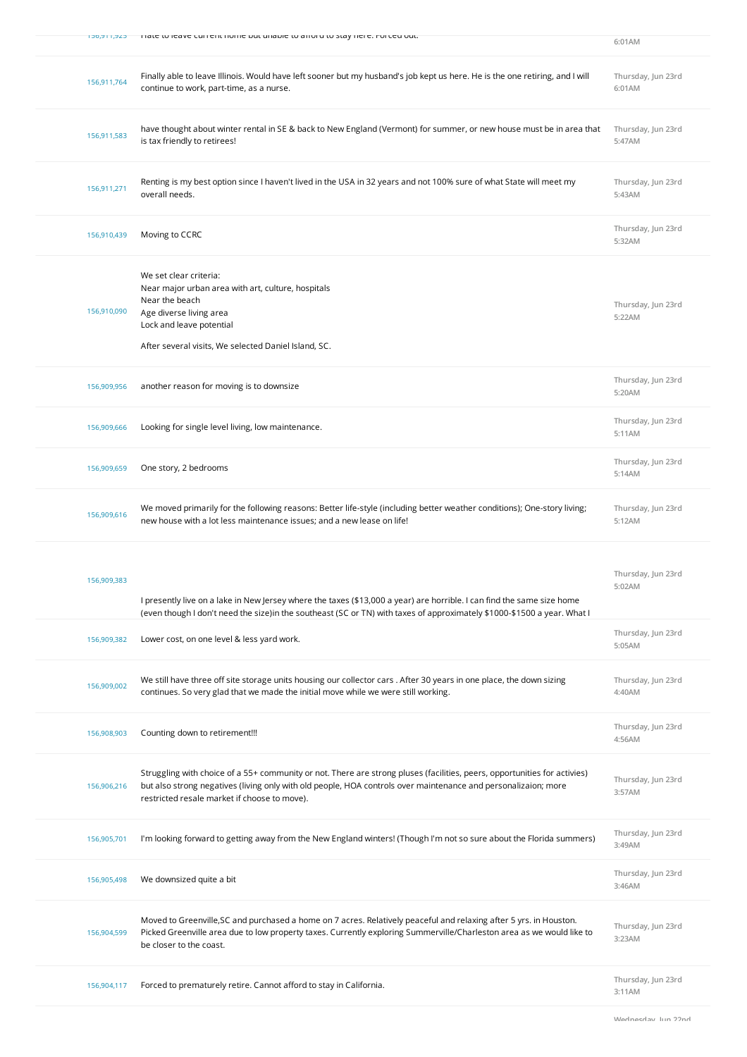| | | |
|---|---|---|
| 156,911,925 | Hate to leave current home but unable to afford to stay here. Forced out. | 6:01AM |
| 156,911,764 | Finally able to leave Illinois. Would have left sooner but my husband's job kept us here. He is the one retiring, and I will continue to work, part-time, as a nurse. | Thursday, Jun 23rd 6:01AM |
| 156,911,583 | have thought about winter rental in SE & back to New England (Vermont) for summer, or new house must be in area that is tax friendly to retirees! | Thursday, Jun 23rd 5:47AM |
| 156,911,271 | Renting is my best option since I haven't lived in the USA in 32 years and not 100% sure of what State will meet my overall needs. | Thursday, Jun 23rd 5:43AM |
| 156,910,439 | Moving to CCRC | Thursday, Jun 23rd 5:32AM |
| 156,910,090 | We set clear criteria:<br>Near major urban area with art, culture, hospitals<br>Near the beach<br>Age diverse living area<br>Lock and leave potential<br><br>After several visits, We selected Daniel Island, SC. | Thursday, Jun 23rd 5:22AM |
| 156,909,956 | another reason for moving is to downsize | Thursday, Jun 23rd 5:20AM |
| 156,909,666 | Looking for single level living, low maintenance. | Thursday, Jun 23rd 5:11AM |
| 156,909,659 | One story, 2 bedrooms | Thursday, Jun 23rd 5:14AM |
| 156,909,616 | We moved primarily for the following reasons: Better life-style (including better weather conditions); One-story living; new house with a lot less maintenance issues; and a new lease on life! | Thursday, Jun 23rd 5:12AM |
| 156,909,383 | I presently live on a lake in New Jersey where the taxes ($13,000 a year) are horrible. I can find the same size home (even though I don't need the size)in the southeast (SC or TN) with taxes of approximately $1000-$1500 a year. What I | Thursday, Jun 23rd 5:02AM |
| 156,909,382 | Lower cost, on one level & less yard work. | Thursday, Jun 23rd 5:05AM |
| 156,909,002 | We still have three off site storage units housing our collector cars . After 30 years in one place, the down sizing continues. So very glad that we made the initial move while we were still working. | Thursday, Jun 23rd 4:40AM |
| 156,908,903 | Counting down to retirement!!! | Thursday, Jun 23rd 4:56AM |
| 156,906,216 | Struggling with choice of a 55+ community or not. There are strong pluses (facilities, peers, opportunities for activies) but also strong negatives (living only with old people, HOA controls over maintenance and personalizaion; more restricted resale market if choose to move). | Thursday, Jun 23rd 3:57AM |
| 156,905,701 | I'm looking forward to getting away from the New England winters! (Though I'm not so sure about the Florida summers) | Thursday, Jun 23rd 3:49AM |
| 156,905,498 | We downsized quite a bit | Thursday, Jun 23rd 3:46AM |
| 156,904,599 | Moved to Greenville,SC and purchased a home on 7 acres. Relatively peaceful and relaxing after 5 yrs. in Houston. Picked Greenville area due to low property taxes. Currently exploring Summerville/Charleston area as we would like to be closer to the coast. | Thursday, Jun 23rd 3:23AM |
| 156,904,117 | Forced to prematurely retire. Cannot afford to stay in California. | Thursday, Jun 23rd 3:11AM |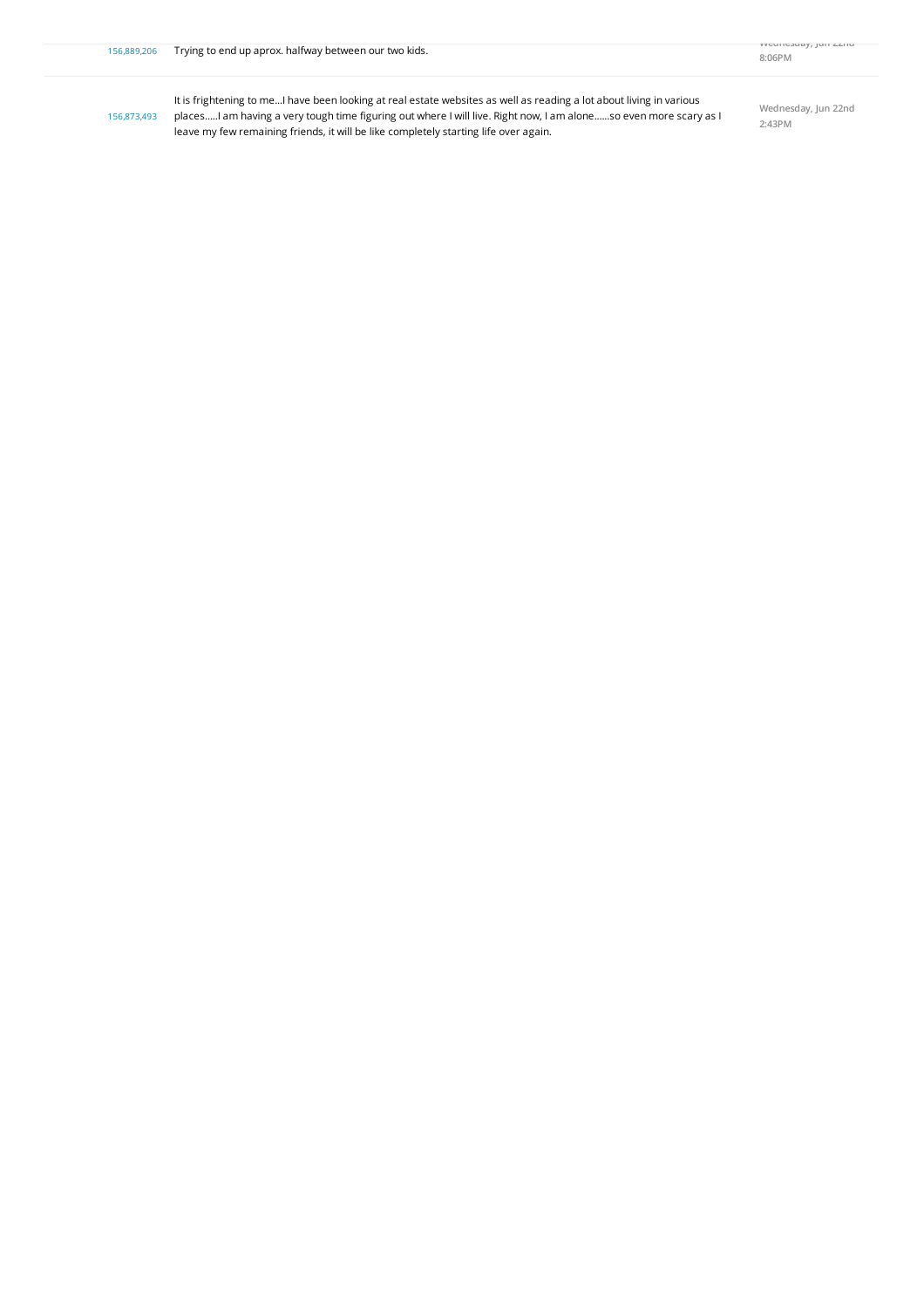| | | |
|---|---|---|
| 156,889,206 | Trying to end up aprox. halfway between our two kids. | Wednesday, Jun 22nd 8:06PM |
| 156,873,493 | It is frightening to me...I have been looking at real estate websites as well as reading a lot about living in various places.....I am having a very tough time figuring out where I will live. Right now, I am alone......so even more scary as I leave my few remaining friends, it will be like completely starting life over again. | Wednesday, Jun 22nd 2:43PM |